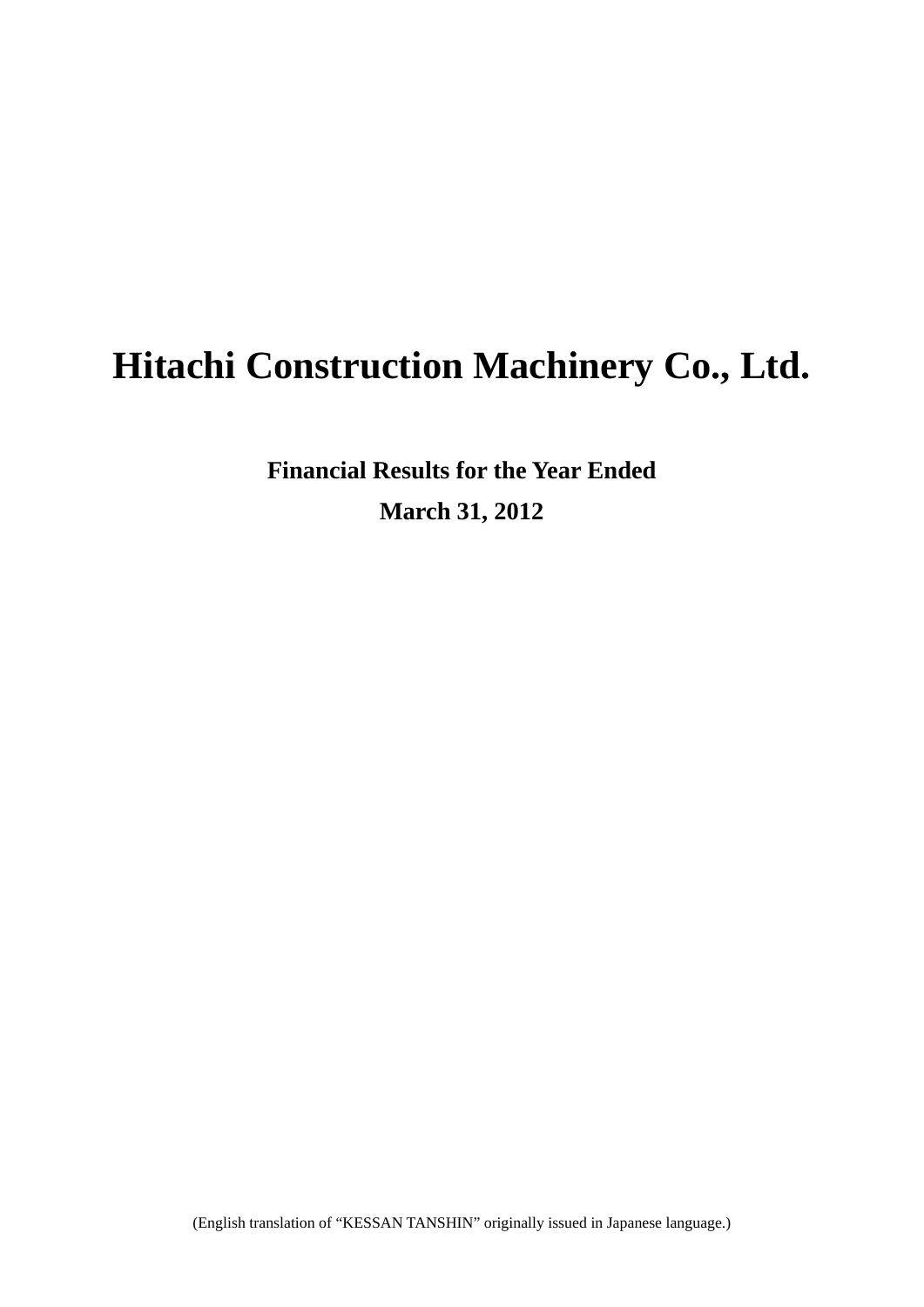# Hitachi Construction Machinery Co., Ltd.

**Financial Results for the Year Ended**

**March 31, 2012**

(English translation of “KESSAN TANSHIN” originally issued in Japanese language.)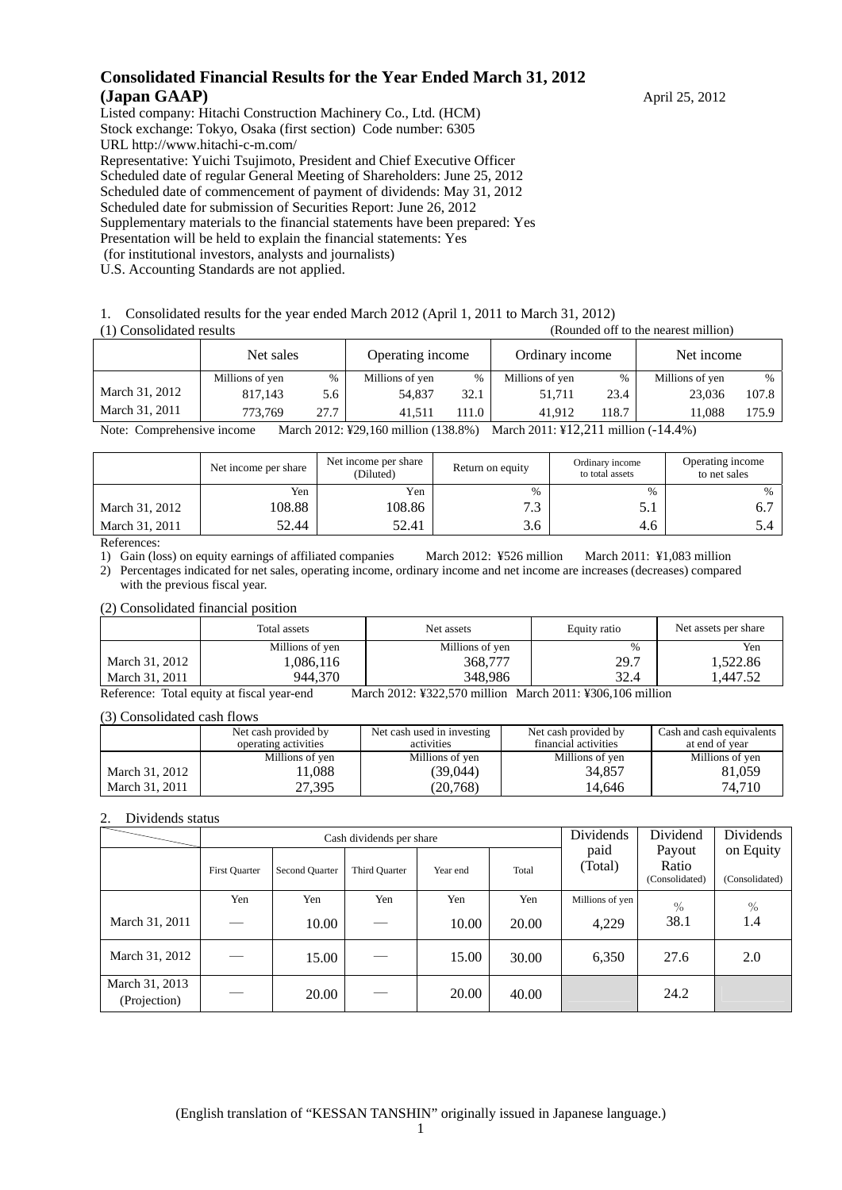# Consolidated Financial Results for the Year Ended March 31, 2012

**(Japan GAAP)**

April 25, 2012

Listed company: Hitachi Construction Machinery Co., Ltd. (HCM)
Stock exchange: Tokyo, Osaka (first section) Code number: 6305
URL http://www.hitachi-c-m.com/
Representative: Yuichi Tsujimoto, President and Chief Executive Officer
Scheduled date of regular General Meeting of Shareholders: June 25, 2012
Scheduled date of commencement of payment of dividends: May 31, 2012
Scheduled date for submission of Securities Report: June 26, 2012
Supplementary materials to the financial statements have been prepared: Yes
Presentation will be held to explain the financial statements: Yes
(for institutional investors, analysts and journalists)
U.S. Accounting Standards are not applied.

1. Consolidated results for the year ended March 2012 (April 1, 2011 to March 31, 2012)

(1) Consolidated results (Rounded off to the nearest million)

| | Net sales | | Operating income | | Ordinary income | | Net income | |
|---|---|---|---|---|---|---|---|---|
| | Millions of yen | % | Millions of yen | % | Millions of yen | % | Millions of yen | % |
| March 31, 2012 | 817,143 | 5.6 | 54,837 | 32.1 | 51,711 | 23.4 | 23,036 | 107.8 |
| March 31, 2011 | 773,769 | 27.7 | 41,511 | 111.0 | 41,912 | 118.7 | 11,088 | 175.9 |

Note: Comprehensive income March 2012: ¥29,160 million (138.8%) March 2011: ¥12,211 million (-14.4%)

| | Net income per share | Net income per share (Diluted) | Return on equity | Ordinary income to total assets | Operating income to net sales |
|---|---|---|---|---|---|
| | Yen | Yen | % | % | % |
| March 31, 2012 | 108.88 | 108.86 | 7.3 | 5.1 | 6.7 |
| March 31, 2011 | 52.44 | 52.41 | 3.6 | 4.6 | 5.4 |

References:

1) Gain (loss) on equity earnings of affiliated companies March 2012: ¥526 million March 2011: ¥1,083 million
2) Percentages indicated for net sales, operating income, ordinary income and net income are increases (decreases) compared with the previous fiscal year.

(2) Consolidated financial position

| | Total assets | Net assets | Equity ratio | Net assets per share |
|---|---|---|---|---|
| | Millions of yen | Millions of yen | % | Yen |
| March 31, 2012 | 1,086,116 | 368,777 | 29.7 | 1,522.86 |
| March 31, 2011 | 944,370 | 348,986 | 32.4 | 1,447.52 |

Reference: Total equity at fiscal year-end March 2012: ¥322,570 million March 2011: ¥306,106 million

(3) Consolidated cash flows

| | Net cash provided by operating activities | Net cash used in investing activities | Net cash provided by financial activities | Cash and cash equivalents at end of year |
|---|---|---|---|---|
| | Millions of yen | Millions of yen | Millions of yen | Millions of yen |
| March 31, 2012 | 11,088 | (39,044) | 34,857 | 81,059 |
| March 31, 2011 | 27,395 | (20,768) | 14,646 | 74,710 |

2. Dividends status

| | Cash dividends per share | | | | | Dividends paid (Total) | Dividend Payout Ratio (Consolidated) | Dividends on Equity (Consolidated) |
|---|---|---|---|---|---|---|---|---|
| | First Quarter | Second Quarter | Third Quarter | Year end | Total | | | |
| | Yen | Yen | Yen | Yen | Yen | Millions of yen | % | % |
| March 31, 2011 | — | 10.00 | — | 10.00 | 20.00 | 4,229 | 38.1 | 1.4 |
| March 31, 2012 | — | 15.00 | — | 15.00 | 30.00 | 6,350 | 27.6 | 2.0 |
| March 31, 2013 (Projection) | — | 20.00 | — | 20.00 | 40.00 | | 24.2 | |

(English translation of "KESSAN TANSHIN" originally issued in Japanese language.)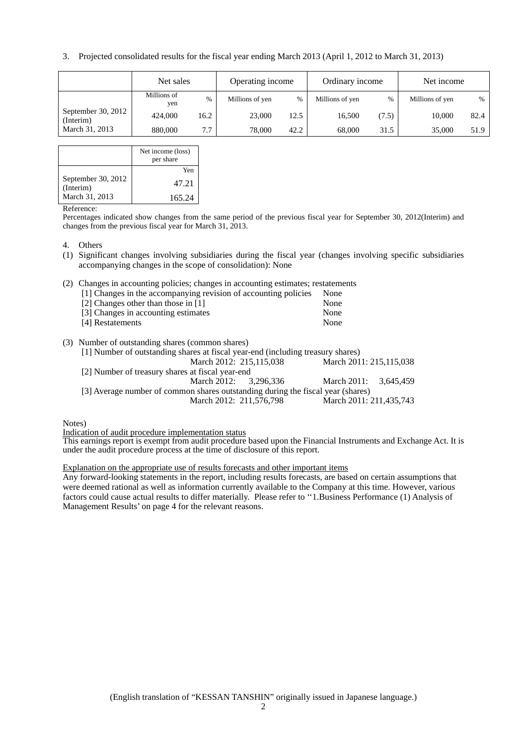3. Projected consolidated results for the fiscal year ending March 2013 (April 1, 2012 to March 31, 2013)

| | Net sales | | Operating income | | Ordinary income | | Net income | |
|---|---|---|---|---|---|---|---|---|
| | Millions of yen | % | Millions of yen | % | Millions of yen | % | Millions of yen | % |
| September 30, 2012 (Interim) | 424,000 | 16.2 | 23,000 | 12.5 | 16,500 | (7.5) | 10,000 | 82.4 |
| March 31, 2013 | 880,000 | 7.7 | 78,000 | 42.2 | 68,000 | 31.5 | 35,000 | 51.9 |

| | Net income (loss) per share |
|---|---|
| | Yen |
| September 30, 2012 (Interim) | 47.21 |
| March 31, 2013 | 165.24 |

Reference:
Percentages indicated show changes from the same period of the previous fiscal year for September 30, 2012(Interim) and changes from the previous fiscal year for March 31, 2013.

4. Others

(1) Significant changes involving subsidiaries during the fiscal year (changes involving specific subsidiaries accompanying changes in the scope of consolidation): None

(2) Changes in accounting policies; changes in accounting estimates; restatements

| | |
|---|---|
| [1] Changes in the accompanying revision of accounting policies | None |
| [2] Changes other than those in [1] | None |
| [3] Changes in accounting estimates | None |
| [4] Restatements | None |

(3) Number of outstanding shares (common shares)

[1] Number of outstanding shares at fiscal year-end (including treasury shares)
March 2012: 215,115,038 March 2011: 215,115,038

[2] Number of treasury shares at fiscal year-end
March 2012: 3,296,336 March 2011: 3,645,459

[3] Average number of common shares outstanding during the fiscal year (shares)
March 2012: 211,576,798 March 2011: 211,435,743

Notes)

Indication of audit procedure implementation status

This earnings report is exempt from audit procedure based upon the Financial Instruments and Exchange Act. It is under the audit procedure process at the time of disclosure of this report.

Explanation on the appropriate use of results forecasts and other important items

Any forward-looking statements in the report, including results forecasts, are based on certain assumptions that were deemed rational as well as information currently available to the Company at this time. However, various factors could cause actual results to differ materially. Please refer to ''1.Business Performance (1) Analysis of Management Results' on page 4 for the relevant reasons.

(English translation of "KESSAN TANSHIN" originally issued in Japanese language.)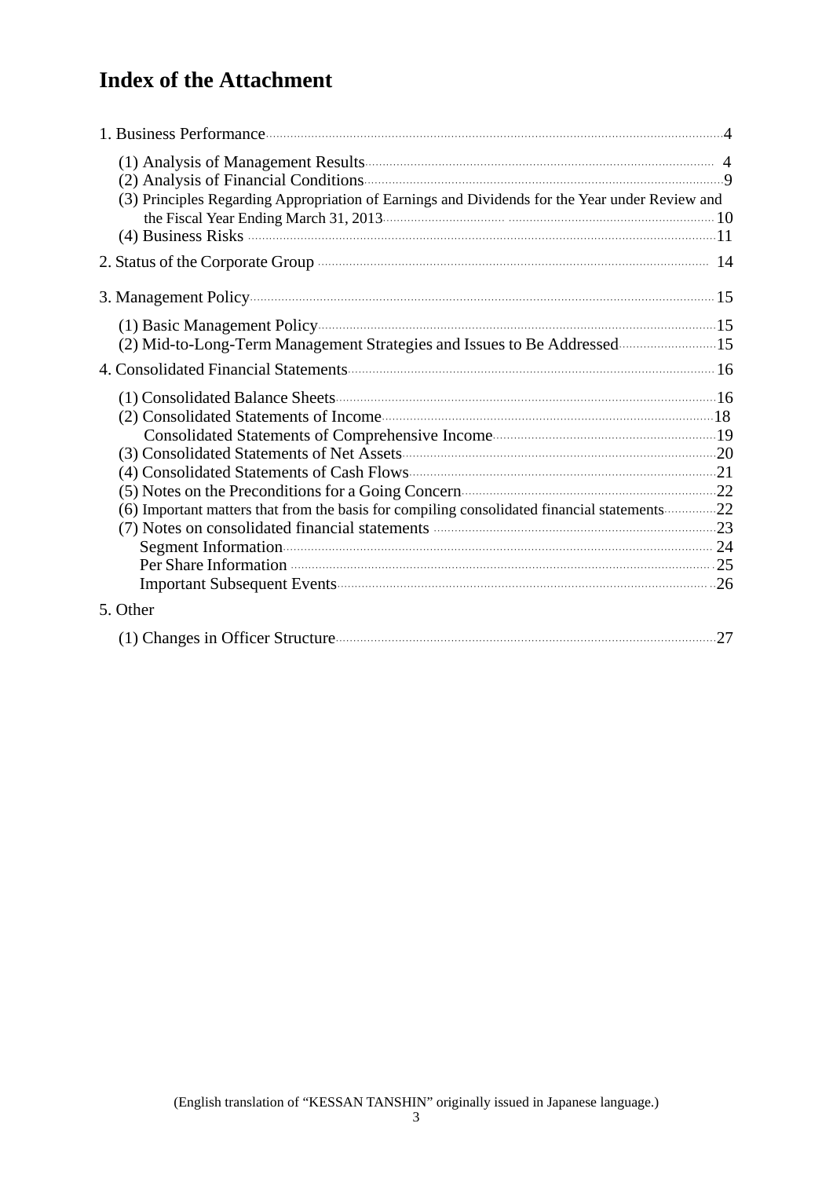# Index of the Attachment

1. Business Performance ........................................ 4
   - (1) Analysis of Management Results ........................................ 4
   - (2) Analysis of Financial Conditions ........................................ 9
   - (3) Principles Regarding Appropriation of Earnings and Dividends for the Year under Review and the Fiscal Year Ending March 31, 2013 ........................................ 10
   - (4) Business Risks ........................................ 11
2. Status of the Corporate Group ........................................ 14
3. Management Policy ........................................ 15
   - (1) Basic Management Policy ........................................ 15
   - (2) Mid-to-Long-Term Management Strategies and Issues to Be Addressed ........................................ 15
4. Consolidated Financial Statements ........................................ 16
   - (1) Consolidated Balance Sheets ........................................ 16
   - (2) Consolidated Statements of Income ........................................ 18
     - Consolidated Statements of Comprehensive Income ........................................ 19
   - (3) Consolidated Statements of Net Assets ........................................ 20
   - (4) Consolidated Statements of Cash Flows ........................................ 21
   - (5) Notes on the Preconditions for a Going Concern ........................................ 22
   - (6) Important matters that from the basis for compiling consolidated financial statements ........................................ 22
   - (7) Notes on consolidated financial statements ........................................ 23
     - Segment Information ........................................ 24
     - Per Share Information ........................................ 25
     - Important Subsequent Events ........................................ 26
5. Other
   - (1) Changes in Officer Structure ........................................ 27

(English translation of "KESSAN TANSHIN" originally issued in Japanese language.)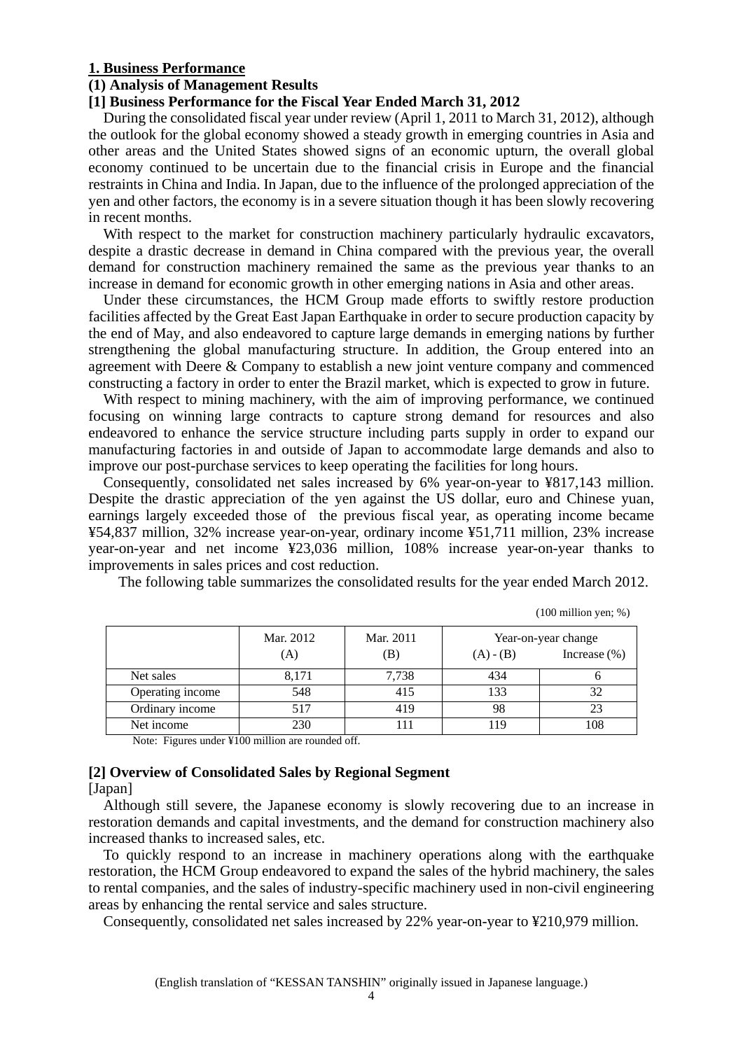# 1. Business Performance

## (1) Analysis of Management Results

### [1] Business Performance for the Fiscal Year Ended March 31, 2012

During the consolidated fiscal year under review (April 1, 2011 to March 31, 2012), although the outlook for the global economy showed a steady growth in emerging countries in Asia and other areas and the United States showed signs of an economic upturn, the overall global economy continued to be uncertain due to the financial crisis in Europe and the financial restraints in China and India. In Japan, due to the influence of the prolonged appreciation of the yen and other factors, the economy is in a severe situation though it has been slowly recovering in recent months.

With respect to the market for construction machinery particularly hydraulic excavators, despite a drastic decrease in demand in China compared with the previous year, the overall demand for construction machinery remained the same as the previous year thanks to an increase in demand for economic growth in other emerging nations in Asia and other areas.

Under these circumstances, the HCM Group made efforts to swiftly restore production facilities affected by the Great East Japan Earthquake in order to secure production capacity by the end of May, and also endeavored to capture large demands in emerging nations by further strengthening the global manufacturing structure. In addition, the Group entered into an agreement with Deere & Company to establish a new joint venture company and commenced constructing a factory in order to enter the Brazil market, which is expected to grow in future.

With respect to mining machinery, with the aim of improving performance, we continued focusing on winning large contracts to capture strong demand for resources and also endeavored to enhance the service structure including parts supply in order to expand our manufacturing factories in and outside of Japan to accommodate large demands and also to improve our post-purchase services to keep operating the facilities for long hours.

Consequently, consolidated net sales increased by 6% year-on-year to ¥817,143 million. Despite the drastic appreciation of the yen against the US dollar, euro and Chinese yuan, earnings largely exceeded those of the previous fiscal year, as operating income became ¥54,837 million, 32% increase year-on-year, ordinary income ¥51,711 million, 23% increase year-on-year and net income ¥23,036 million, 108% increase year-on-year thanks to improvements in sales prices and cost reduction.

The following table summarizes the consolidated results for the year ended March 2012.

(100 million yen; %)

| | Mar. 2012 (A) | Mar. 2011 (B) | Year-on-year change (A) - (B) | Increase (%) |
|---|---|---|---|---|
| Net sales | 8,171 | 7,738 | 434 | 6 |
| Operating income | 548 | 415 | 133 | 32 |
| Ordinary income | 517 | 419 | 98 | 23 |
| Net income | 230 | 111 | 119 | 108 |

Note: Figures under ¥100 million are rounded off.

### [2] Overview of Consolidated Sales by Regional Segment

[Japan]

Although still severe, the Japanese economy is slowly recovering due to an increase in restoration demands and capital investments, and the demand for construction machinery also increased thanks to increased sales, etc.

To quickly respond to an increase in machinery operations along with the earthquake restoration, the HCM Group endeavored to expand the sales of the hybrid machinery, the sales to rental companies, and the sales of industry-specific machinery used in non-civil engineering areas by enhancing the rental service and sales structure.

Consequently, consolidated net sales increased by 22% year-on-year to ¥210,979 million.

(English translation of "KESSAN TANSHIN" originally issued in Japanese language.)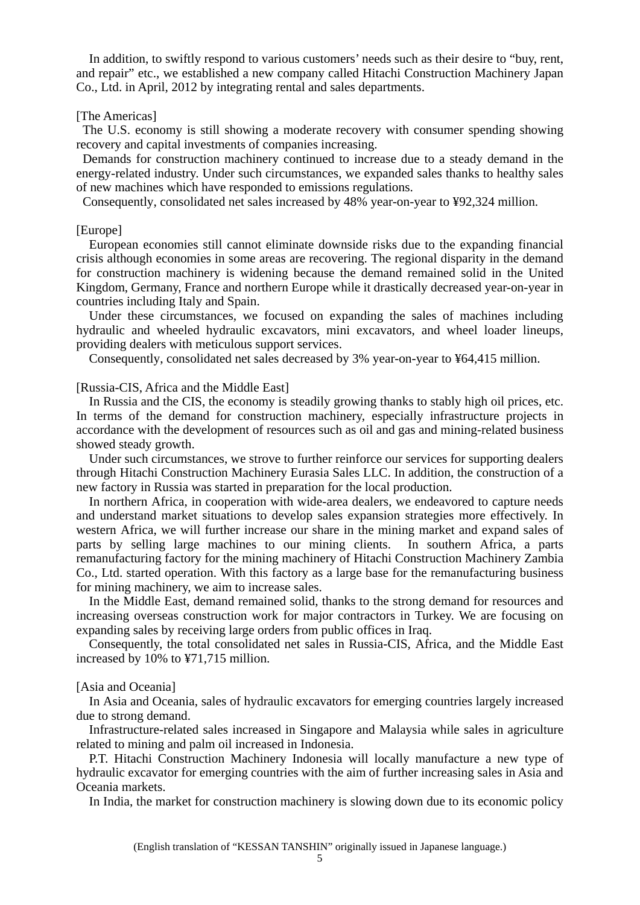In addition, to swiftly respond to various customers' needs such as their desire to "buy, rent, and repair" etc., we established a new company called Hitachi Construction Machinery Japan Co., Ltd. in April, 2012 by integrating rental and sales departments.

[The Americas]

The U.S. economy is still showing a moderate recovery with consumer spending showing recovery and capital investments of companies increasing.

Demands for construction machinery continued to increase due to a steady demand in the energy-related industry. Under such circumstances, we expanded sales thanks to healthy sales of new machines which have responded to emissions regulations.

Consequently, consolidated net sales increased by 48% year-on-year to ¥92,324 million.

[Europe]

European economies still cannot eliminate downside risks due to the expanding financial crisis although economies in some areas are recovering. The regional disparity in the demand for construction machinery is widening because the demand remained solid in the United Kingdom, Germany, France and northern Europe while it drastically decreased year-on-year in countries including Italy and Spain.

Under these circumstances, we focused on expanding the sales of machines including hydraulic and wheeled hydraulic excavators, mini excavators, and wheel loader lineups, providing dealers with meticulous support services.

Consequently, consolidated net sales decreased by 3% year-on-year to ¥64,415 million.

[Russia-CIS, Africa and the Middle East]

In Russia and the CIS, the economy is steadily growing thanks to stably high oil prices, etc. In terms of the demand for construction machinery, especially infrastructure projects in accordance with the development of resources such as oil and gas and mining-related business showed steady growth.

Under such circumstances, we strove to further reinforce our services for supporting dealers through Hitachi Construction Machinery Eurasia Sales LLC. In addition, the construction of a new factory in Russia was started in preparation for the local production.

In northern Africa, in cooperation with wide-area dealers, we endeavored to capture needs and understand market situations to develop sales expansion strategies more effectively. In western Africa, we will further increase our share in the mining market and expand sales of parts by selling large machines to our mining clients. In southern Africa, a parts remanufacturing factory for the mining machinery of Hitachi Construction Machinery Zambia Co., Ltd. started operation. With this factory as a large base for the remanufacturing business for mining machinery, we aim to increase sales.

In the Middle East, demand remained solid, thanks to the strong demand for resources and increasing overseas construction work for major contractors in Turkey. We are focusing on expanding sales by receiving large orders from public offices in Iraq.

Consequently, the total consolidated net sales in Russia-CIS, Africa, and the Middle East increased by 10% to ¥71,715 million.

[Asia and Oceania]

In Asia and Oceania, sales of hydraulic excavators for emerging countries largely increased due to strong demand.

Infrastructure-related sales increased in Singapore and Malaysia while sales in agriculture related to mining and palm oil increased in Indonesia.

P.T. Hitachi Construction Machinery Indonesia will locally manufacture a new type of hydraulic excavator for emerging countries with the aim of further increasing sales in Asia and Oceania markets.

In India, the market for construction machinery is slowing down due to its economic policy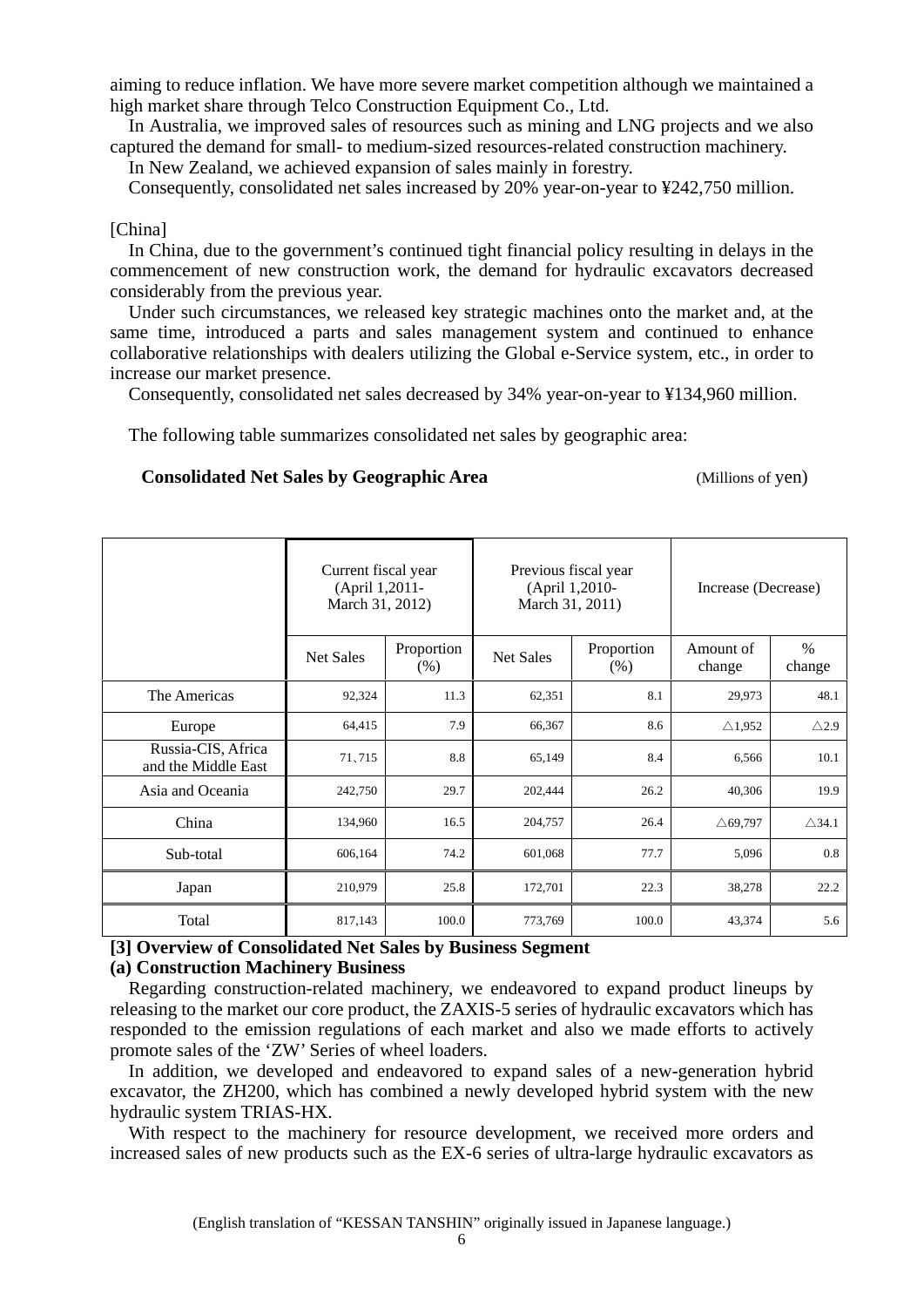aiming to reduce inflation. We have more severe market competition although we maintained a high market share through Telco Construction Equipment Co., Ltd.

In Australia, we improved sales of resources such as mining and LNG projects and we also captured the demand for small- to medium-sized resources-related construction machinery.

In New Zealand, we achieved expansion of sales mainly in forestry.

Consequently, consolidated net sales increased by 20% year-on-year to ¥242,750 million.

[China]

In China, due to the government's continued tight financial policy resulting in delays in the commencement of new construction work, the demand for hydraulic excavators decreased considerably from the previous year.

Under such circumstances, we released key strategic machines onto the market and, at the same time, introduced a parts and sales management system and continued to enhance collaborative relationships with dealers utilizing the Global e-Service system, etc., in order to increase our market presence.

Consequently, consolidated net sales decreased by 34% year-on-year to ¥134,960 million.

The following table summarizes consolidated net sales by geographic area:

**Consolidated Net Sales by Geographic Area** (Millions of yen)

| | Current fiscal year (April 1,2011- March 31, 2012) | | Previous fiscal year (April 1,2010- March 31, 2011) | | Increase (Decrease) | |
|---|---|---|---|---|---|---|
| | Net Sales | Proportion (%) | Net Sales | Proportion (%) | Amount of change | % change |
| The Americas | 92,324 | 11.3 | 62,351 | 8.1 | 29,973 | 48.1 |
| Europe | 64,415 | 7.9 | 66,367 | 8.6 | △1,952 | △2.9 |
| Russia-CIS, Africa and the Middle East | 71,715 | 8.8 | 65,149 | 8.4 | 6,566 | 10.1 |
| Asia and Oceania | 242,750 | 29.7 | 202,444 | 26.2 | 40,306 | 19.9 |
| China | 134,960 | 16.5 | 204,757 | 26.4 | △69,797 | △34.1 |
| Sub-total | 606,164 | 74.2 | 601,068 | 77.7 | 5,096 | 0.8 |
| Japan | 210,979 | 25.8 | 172,701 | 22.3 | 38,278 | 22.2 |
| Total | 817,143 | 100.0 | 773,769 | 100.0 | 43,374 | 5.6 |

**[3] Overview of Consolidated Net Sales by Business Segment**

**(a) Construction Machinery Business**

Regarding construction-related machinery, we endeavored to expand product lineups by releasing to the market our core product, the ZAXIS-5 series of hydraulic excavators which has responded to the emission regulations of each market and also we made efforts to actively promote sales of the 'ZW' Series of wheel loaders.

In addition, we developed and endeavored to expand sales of a new-generation hybrid excavator, the ZH200, which has combined a newly developed hybrid system with the new hydraulic system TRIAS-HX.

With respect to the machinery for resource development, we received more orders and increased sales of new products such as the EX-6 series of ultra-large hydraulic excavators as

(English translation of "KESSAN TANSHIN" originally issued in Japanese language.)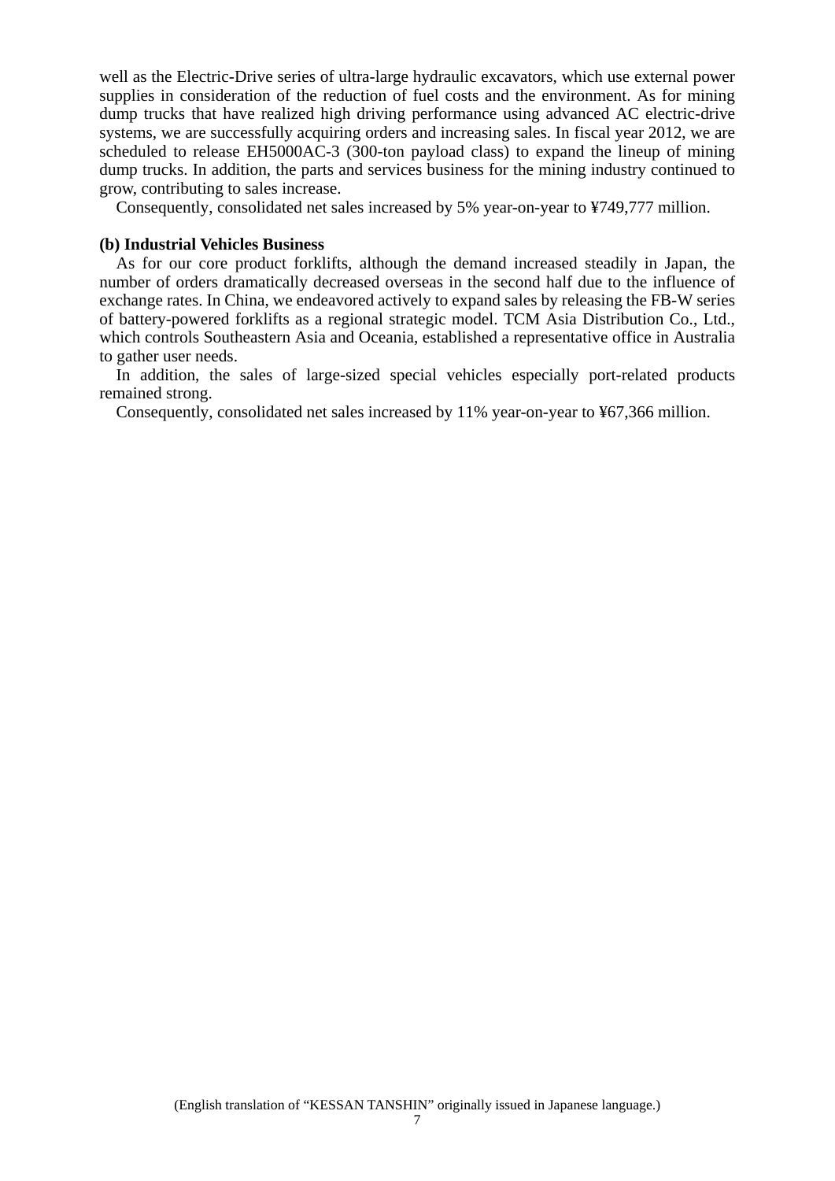well as the Electric-Drive series of ultra-large hydraulic excavators, which use external power supplies in consideration of the reduction of fuel costs and the environment. As for mining dump trucks that have realized high driving performance using advanced AC electric-drive systems, we are successfully acquiring orders and increasing sales. In fiscal year 2012, we are scheduled to release EH5000AC-3 (300-ton payload class) to expand the lineup of mining dump trucks. In addition, the parts and services business for the mining industry continued to grow, contributing to sales increase.

Consequently, consolidated net sales increased by 5% year-on-year to ¥749,777 million.

**(b) Industrial Vehicles Business**

As for our core product forklifts, although the demand increased steadily in Japan, the number of orders dramatically decreased overseas in the second half due to the influence of exchange rates. In China, we endeavored actively to expand sales by releasing the FB-W series of battery-powered forklifts as a regional strategic model. TCM Asia Distribution Co., Ltd., which controls Southeastern Asia and Oceania, established a representative office in Australia to gather user needs.

In addition, the sales of large-sized special vehicles especially port-related products remained strong.

Consequently, consolidated net sales increased by 11% year-on-year to ¥67,366 million.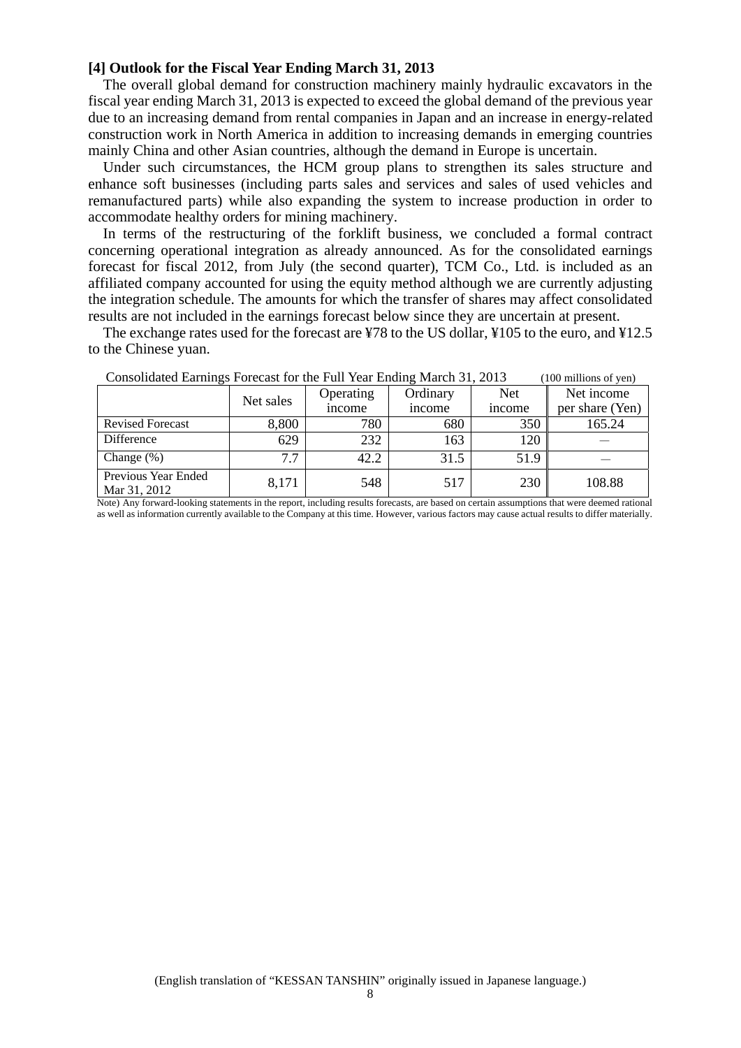### [4] Outlook for the Fiscal Year Ending March 31, 2013

The overall global demand for construction machinery mainly hydraulic excavators in the fiscal year ending March 31, 2013 is expected to exceed the global demand of the previous year due to an increasing demand from rental companies in Japan and an increase in energy-related construction work in North America in addition to increasing demands in emerging countries mainly China and other Asian countries, although the demand in Europe is uncertain.

Under such circumstances, the HCM group plans to strengthen its sales structure and enhance soft businesses (including parts sales and services and sales of used vehicles and remanufactured parts) while also expanding the system to increase production in order to accommodate healthy orders for mining machinery.

In terms of the restructuring of the forklift business, we concluded a formal contract concerning operational integration as already announced. As for the consolidated earnings forecast for fiscal 2012, from July (the second quarter), TCM Co., Ltd. is included as an affiliated company accounted for using the equity method although we are currently adjusting the integration schedule. The amounts for which the transfer of shares may affect consolidated results are not included in the earnings forecast below since they are uncertain at present.

The exchange rates used for the forecast are ¥78 to the US dollar, ¥105 to the euro, and ¥12.5 to the Chinese yuan.

Consolidated Earnings Forecast for the Full Year Ending March 31, 2013 (100 millions of yen)

| | Net sales | Operating income | Ordinary income | Net income | Net income per share (Yen) |
|---|---|---|---|---|---|
| Revised Forecast | 8,800 | 780 | 680 | 350 | 165.24 |
| Difference | 629 | 232 | 163 | 120 | — |
| Change (%) | 7.7 | 42.2 | 31.5 | 51.9 | — |
| Previous Year Ended Mar 31, 2012 | 8,171 | 548 | 517 | 230 | 108.88 |

Note) Any forward-looking statements in the report, including results forecasts, are based on certain assumptions that were deemed rational as well as information currently available to the Company at this time. However, various factors may cause actual results to differ materially.

(English translation of "KESSAN TANSHIN" originally issued in Japanese language.)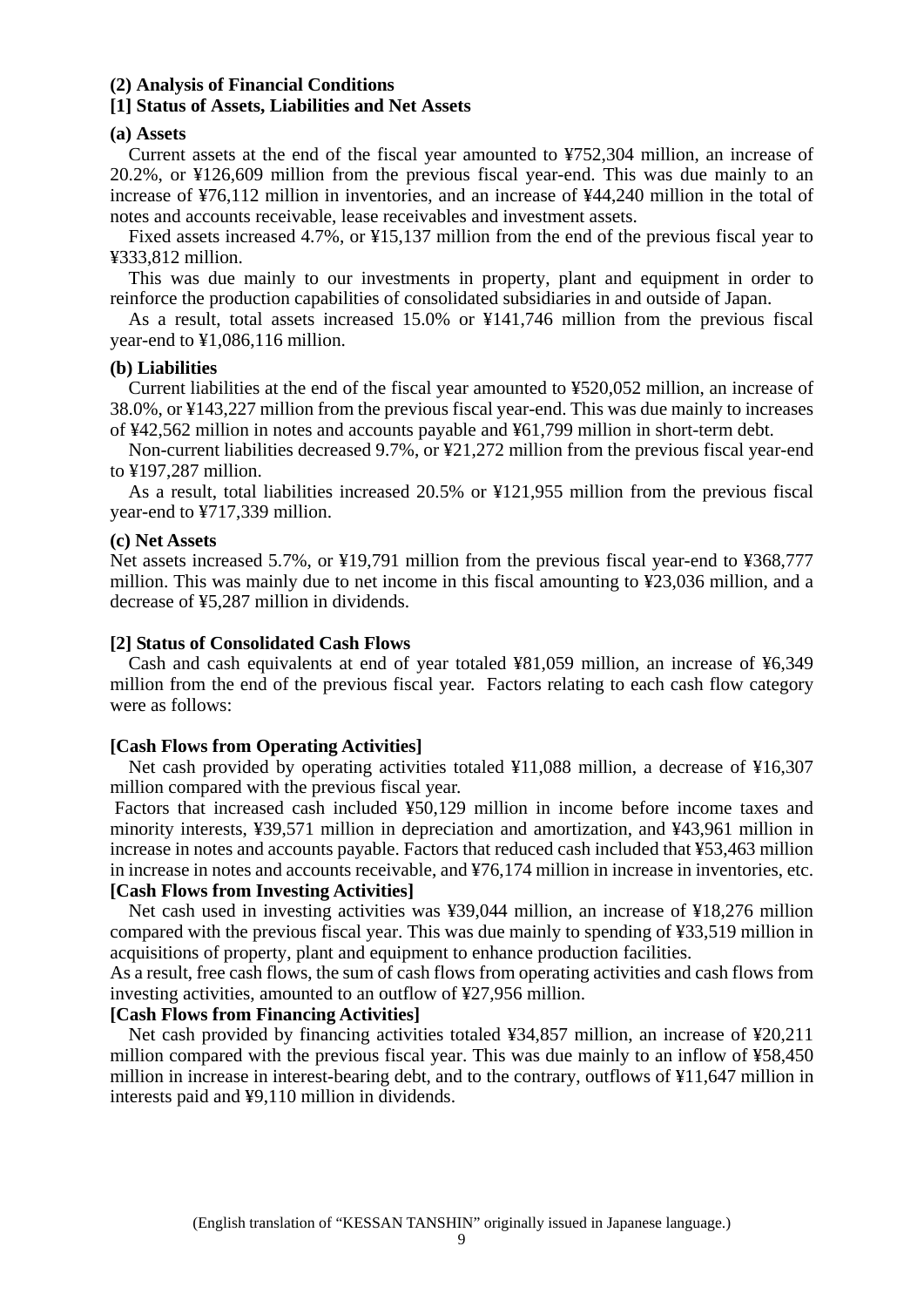**(2) Analysis of Financial Conditions**

**[1] Status of Assets, Liabilities and Net Assets**

**(a) Assets**

Current assets at the end of the fiscal year amounted to ¥752,304 million, an increase of 20.2%, or ¥126,609 million from the previous fiscal year-end. This was due mainly to an increase of ¥76,112 million in inventories, and an increase of ¥44,240 million in the total of notes and accounts receivable, lease receivables and investment assets.

Fixed assets increased 4.7%, or ¥15,137 million from the end of the previous fiscal year to ¥333,812 million.

This was due mainly to our investments in property, plant and equipment in order to reinforce the production capabilities of consolidated subsidiaries in and outside of Japan.

As a result, total assets increased 15.0% or ¥141,746 million from the previous fiscal year-end to ¥1,086,116 million.

**(b) Liabilities**

Current liabilities at the end of the fiscal year amounted to ¥520,052 million, an increase of 38.0%, or ¥143,227 million from the previous fiscal year-end. This was due mainly to increases of ¥42,562 million in notes and accounts payable and ¥61,799 million in short-term debt.

Non-current liabilities decreased 9.7%, or ¥21,272 million from the previous fiscal year-end to ¥197,287 million.

As a result, total liabilities increased 20.5% or ¥121,955 million from the previous fiscal year-end to ¥717,339 million.

**(c) Net Assets**

Net assets increased 5.7%, or ¥19,791 million from the previous fiscal year-end to ¥368,777 million. This was mainly due to net income in this fiscal amounting to ¥23,036 million, and a decrease of ¥5,287 million in dividends.

**[2] Status of Consolidated Cash Flows**

Cash and cash equivalents at end of year totaled ¥81,059 million, an increase of ¥6,349 million from the end of the previous fiscal year. Factors relating to each cash flow category were as follows:

**[Cash Flows from Operating Activities]**

Net cash provided by operating activities totaled ¥11,088 million, a decrease of ¥16,307 million compared with the previous fiscal year.

Factors that increased cash included ¥50,129 million in income before income taxes and minority interests, ¥39,571 million in depreciation and amortization, and ¥43,961 million in increase in notes and accounts payable. Factors that reduced cash included that ¥53,463 million in increase in notes and accounts receivable, and ¥76,174 million in increase in inventories, etc.

**[Cash Flows from Investing Activities]**

Net cash used in investing activities was ¥39,044 million, an increase of ¥18,276 million compared with the previous fiscal year. This was due mainly to spending of ¥33,519 million in acquisitions of property, plant and equipment to enhance production facilities.

As a result, free cash flows, the sum of cash flows from operating activities and cash flows from investing activities, amounted to an outflow of ¥27,956 million.

**[Cash Flows from Financing Activities]**

Net cash provided by financing activities totaled ¥34,857 million, an increase of ¥20,211 million compared with the previous fiscal year. This was due mainly to an inflow of ¥58,450 million in increase in interest-bearing debt, and to the contrary, outflows of ¥11,647 million in interests paid and ¥9,110 million in dividends.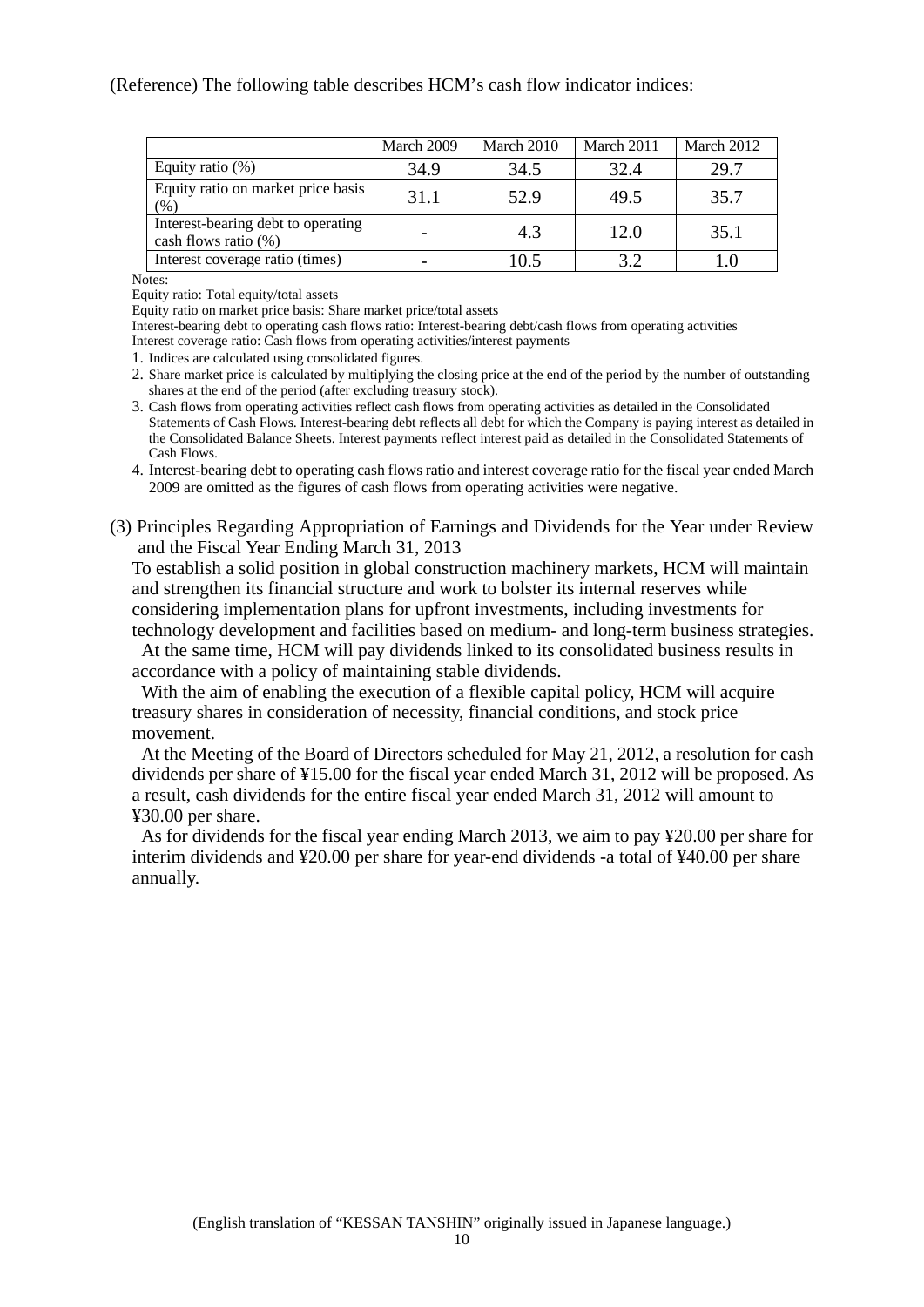(Reference) The following table describes HCM's cash flow indicator indices:

| | March 2009 | March 2010 | March 2011 | March 2012 |
|---|---|---|---|---|
| Equity ratio (%) | 34.9 | 34.5 | 32.4 | 29.7 |
| Equity ratio on market price basis (%) | 31.1 | 52.9 | 49.5 | 35.7 |
| Interest-bearing debt to operating cash flows ratio (%) | - | 4.3 | 12.0 | 35.1 |
| Interest coverage ratio (times) | - | 10.5 | 3.2 | 1.0 |

Notes:

Equity ratio: Total equity/total assets

Equity ratio on market price basis: Share market price/total assets

Interest-bearing debt to operating cash flows ratio: Interest-bearing debt/cash flows from operating activities

Interest coverage ratio: Cash flows from operating activities/interest payments

1. Indices are calculated using consolidated figures.
2. Share market price is calculated by multiplying the closing price at the end of the period by the number of outstanding shares at the end of the period (after excluding treasury stock).
3. Cash flows from operating activities reflect cash flows from operating activities as detailed in the Consolidated Statements of Cash Flows. Interest-bearing debt reflects all debt for which the Company is paying interest as detailed in the Consolidated Balance Sheets. Interest payments reflect interest paid as detailed in the Consolidated Statements of Cash Flows.
4. Interest-bearing debt to operating cash flows ratio and interest coverage ratio for the fiscal year ended March 2009 are omitted as the figures of cash flows from operating activities were negative.

(3) Principles Regarding Appropriation of Earnings and Dividends for the Year under Review and the Fiscal Year Ending March 31, 2013

To establish a solid position in global construction machinery markets, HCM will maintain and strengthen its financial structure and work to bolster its internal reserves while considering implementation plans for upfront investments, including investments for technology development and facilities based on medium- and long-term business strategies.

At the same time, HCM will pay dividends linked to its consolidated business results in accordance with a policy of maintaining stable dividends.

With the aim of enabling the execution of a flexible capital policy, HCM will acquire treasury shares in consideration of necessity, financial conditions, and stock price movement.

At the Meeting of the Board of Directors scheduled for May 21, 2012, a resolution for cash dividends per share of ¥15.00 for the fiscal year ended March 31, 2012 will be proposed. As a result, cash dividends for the entire fiscal year ended March 31, 2012 will amount to ¥30.00 per share.

As for dividends for the fiscal year ending March 2013, we aim to pay ¥20.00 per share for interim dividends and ¥20.00 per share for year-end dividends -a total of ¥40.00 per share annually.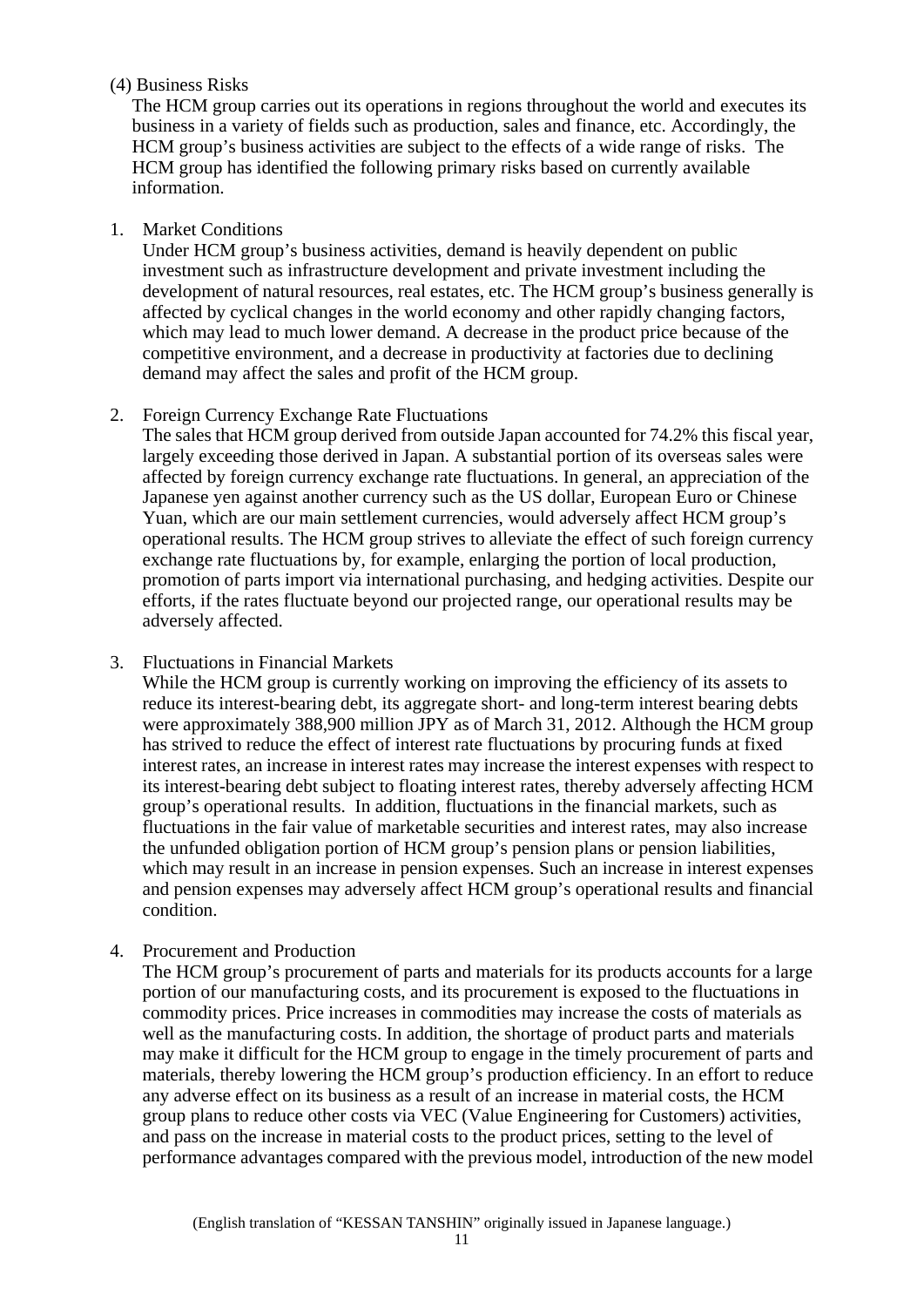(4) Business Risks

The HCM group carries out its operations in regions throughout the world and executes its business in a variety of fields such as production, sales and finance, etc. Accordingly, the HCM group's business activities are subject to the effects of a wide range of risks. The HCM group has identified the following primary risks based on currently available information.

1. Market Conditions

   Under HCM group's business activities, demand is heavily dependent on public investment such as infrastructure development and private investment including the development of natural resources, real estates, etc. The HCM group's business generally is affected by cyclical changes in the world economy and other rapidly changing factors, which may lead to much lower demand. A decrease in the product price because of the competitive environment, and a decrease in productivity at factories due to declining demand may affect the sales and profit of the HCM group.

2. Foreign Currency Exchange Rate Fluctuations

   The sales that HCM group derived from outside Japan accounted for 74.2% this fiscal year, largely exceeding those derived in Japan. A substantial portion of its overseas sales were affected by foreign currency exchange rate fluctuations. In general, an appreciation of the Japanese yen against another currency such as the US dollar, European Euro or Chinese Yuan, which are our main settlement currencies, would adversely affect HCM group's operational results. The HCM group strives to alleviate the effect of such foreign currency exchange rate fluctuations by, for example, enlarging the portion of local production, promotion of parts import via international purchasing, and hedging activities. Despite our efforts, if the rates fluctuate beyond our projected range, our operational results may be adversely affected.

3. Fluctuations in Financial Markets

   While the HCM group is currently working on improving the efficiency of its assets to reduce its interest-bearing debt, its aggregate short- and long-term interest bearing debts were approximately 388,900 million JPY as of March 31, 2012. Although the HCM group has strived to reduce the effect of interest rate fluctuations by procuring funds at fixed interest rates, an increase in interest rates may increase the interest expenses with respect to its interest-bearing debt subject to floating interest rates, thereby adversely affecting HCM group's operational results. In addition, fluctuations in the financial markets, such as fluctuations in the fair value of marketable securities and interest rates, may also increase the unfunded obligation portion of HCM group's pension plans or pension liabilities, which may result in an increase in pension expenses. Such an increase in interest expenses and pension expenses may adversely affect HCM group's operational results and financial condition.

4. Procurement and Production

   The HCM group's procurement of parts and materials for its products accounts for a large portion of our manufacturing costs, and its procurement is exposed to the fluctuations in commodity prices. Price increases in commodities may increase the costs of materials as well as the manufacturing costs. In addition, the shortage of product parts and materials may make it difficult for the HCM group to engage in the timely procurement of parts and materials, thereby lowering the HCM group's production efficiency. In an effort to reduce any adverse effect on its business as a result of an increase in material costs, the HCM group plans to reduce other costs via VEC (Value Engineering for Customers) activities, and pass on the increase in material costs to the product prices, setting to the level of performance advantages compared with the previous model, introduction of the new model

(English translation of "KESSAN TANSHIN" originally issued in Japanese language.)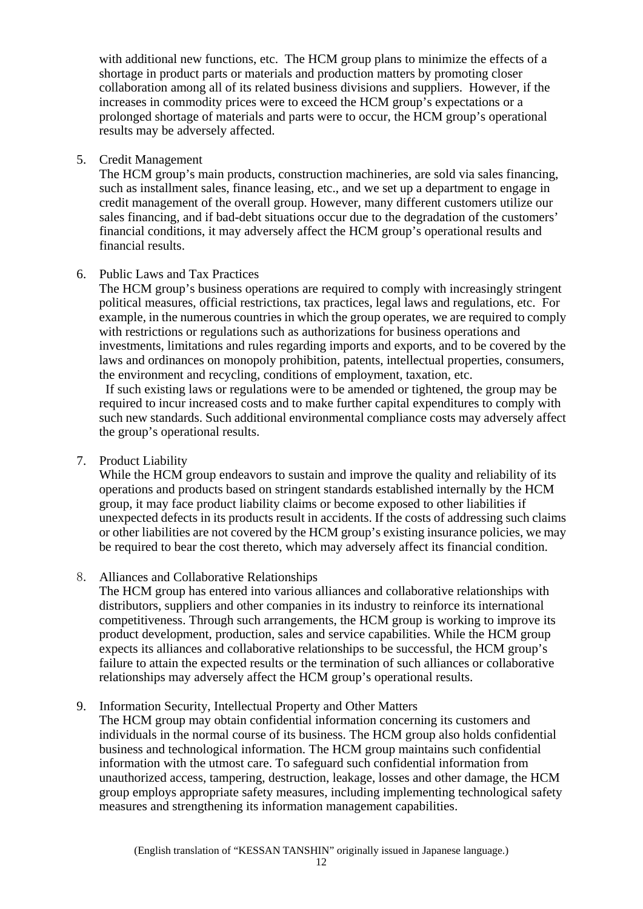with additional new functions, etc. The HCM group plans to minimize the effects of a shortage in product parts or materials and production matters by promoting closer collaboration among all of its related business divisions and suppliers. However, if the increases in commodity prices were to exceed the HCM group's expectations or a prolonged shortage of materials and parts were to occur, the HCM group's operational results may be adversely affected.

5. Credit Management
   The HCM group's main products, construction machineries, are sold via sales financing, such as installment sales, finance leasing, etc., and we set up a department to engage in credit management of the overall group. However, many different customers utilize our sales financing, and if bad-debt situations occur due to the degradation of the customers' financial conditions, it may adversely affect the HCM group's operational results and financial results.

6. Public Laws and Tax Practices
   The HCM group's business operations are required to comply with increasingly stringent political measures, official restrictions, tax practices, legal laws and regulations, etc. For example, in the numerous countries in which the group operates, we are required to comply with restrictions or regulations such as authorizations for business operations and investments, limitations and rules regarding imports and exports, and to be covered by the laws and ordinances on monopoly prohibition, patents, intellectual properties, consumers, the environment and recycling, conditions of employment, taxation, etc.
   If such existing laws or regulations were to be amended or tightened, the group may be required to incur increased costs and to make further capital expenditures to comply with such new standards. Such additional environmental compliance costs may adversely affect the group's operational results.

7. Product Liability
   While the HCM group endeavors to sustain and improve the quality and reliability of its operations and products based on stringent standards established internally by the HCM group, it may face product liability claims or become exposed to other liabilities if unexpected defects in its products result in accidents. If the costs of addressing such claims or other liabilities are not covered by the HCM group's existing insurance policies, we may be required to bear the cost thereto, which may adversely affect its financial condition.

8. Alliances and Collaborative Relationships
   The HCM group has entered into various alliances and collaborative relationships with distributors, suppliers and other companies in its industry to reinforce its international competitiveness. Through such arrangements, the HCM group is working to improve its product development, production, sales and service capabilities. While the HCM group expects its alliances and collaborative relationships to be successful, the HCM group's failure to attain the expected results or the termination of such alliances or collaborative relationships may adversely affect the HCM group's operational results.

9. Information Security, Intellectual Property and Other Matters
   The HCM group may obtain confidential information concerning its customers and individuals in the normal course of its business. The HCM group also holds confidential business and technological information. The HCM group maintains such confidential information with the utmost care. To safeguard such confidential information from unauthorized access, tampering, destruction, leakage, losses and other damage, the HCM group employs appropriate safety measures, including implementing technological safety measures and strengthening its information management capabilities.

(English translation of "KESSAN TANSHIN" originally issued in Japanese language.)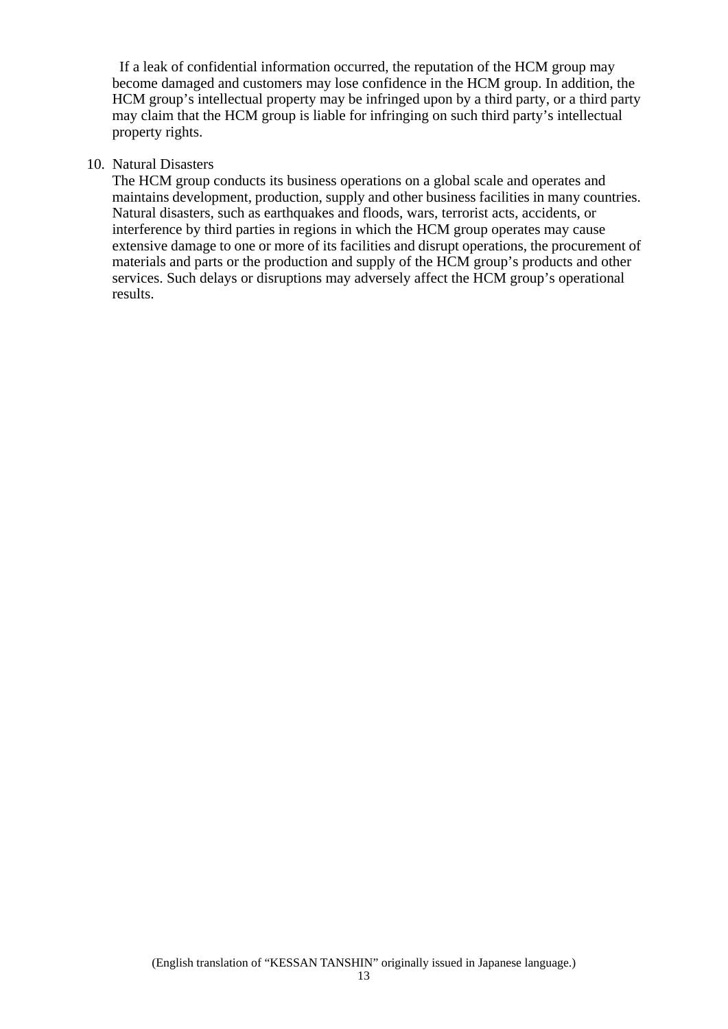If a leak of confidential information occurred, the reputation of the HCM group may become damaged and customers may lose confidence in the HCM group. In addition, the HCM group's intellectual property may be infringed upon by a third party, or a third party may claim that the HCM group is liable for infringing on such third party's intellectual property rights.

10. Natural Disasters

    The HCM group conducts its business operations on a global scale and operates and maintains development, production, supply and other business facilities in many countries. Natural disasters, such as earthquakes and floods, wars, terrorist acts, accidents, or interference by third parties in regions in which the HCM group operates may cause extensive damage to one or more of its facilities and disrupt operations, the procurement of materials and parts or the production and supply of the HCM group's products and other services. Such delays or disruptions may adversely affect the HCM group's operational results.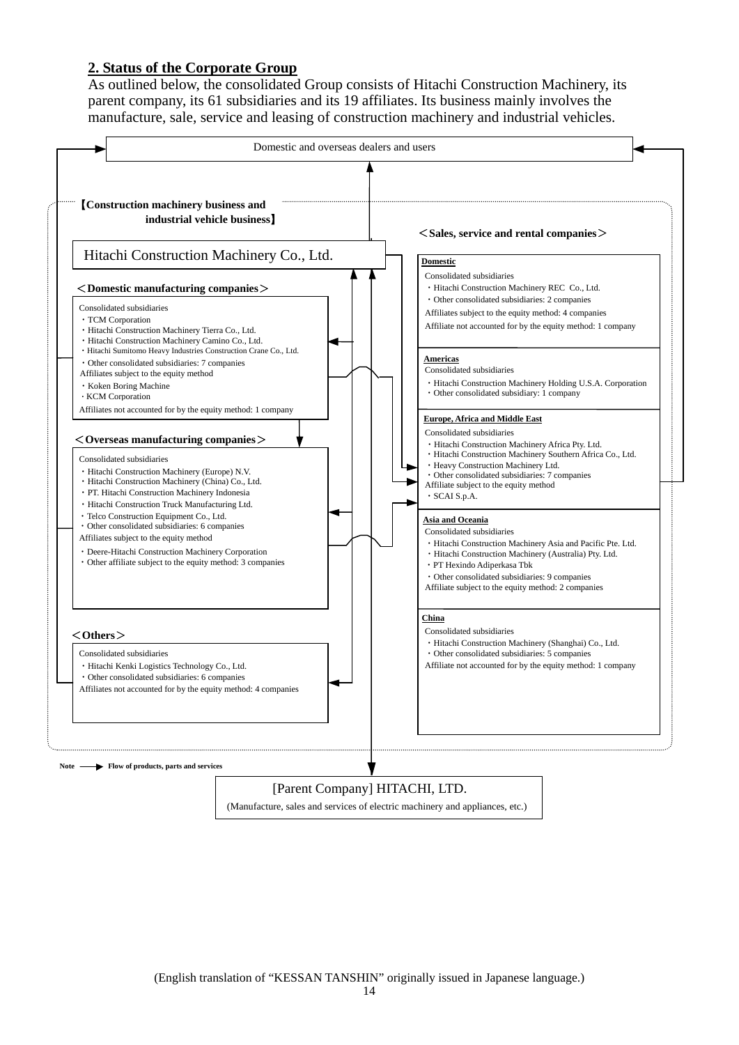## 2. Status of the Corporate Group

As outlined below, the consolidated Group consists of Hitachi Construction Machinery, its parent company, its 61 subsidiaries and its 19 affiliates. Its business mainly involves the manufacture, sale, service and leasing of construction machinery and industrial vehicles.

Domestic and overseas dealers and users

**【Construction machinery business and industrial vehicle business】**

Hitachi Construction Machinery Co., Ltd.

**＜Domestic manufacturing companies＞**

Consolidated subsidiaries
- TCM Corporation
- Hitachi Construction Machinery Tierra Co., Ltd.
- Hitachi Construction Machinery Camino Co., Ltd.
- Hitachi Sumitomo Heavy Industries Construction Crane Co., Ltd.
- Other consolidated subsidiaries: 7 companies

Affiliates subject to the equity method
- Koken Boring Machine
- KCM Corporation

Affiliates not accounted for by the equity method: 1 company

**＜Overseas manufacturing companies＞**

Consolidated subsidiaries
- Hitachi Construction Machinery (Europe) N.V.
- Hitachi Construction Machinery (China) Co., Ltd.
- PT. Hitachi Construction Machinery Indonesia
- Hitachi Construction Truck Manufacturing Ltd.
- Telco Construction Equipment Co., Ltd.
- Other consolidated subsidiaries: 6 companies

Affiliates subject to the equity method
- Deere-Hitachi Construction Machinery Corporation
- Other affiliate subject to the equity method: 3 companies

**＜Others＞**

Consolidated subsidiaries
- Hitachi Kenki Logistics Technology Co., Ltd.
- Other consolidated subsidiaries: 6 companies

Affiliates not accounted for by the equity method: 4 companies

**＜Sales, service and rental companies＞**

**Domestic**

Consolidated subsidiaries
- Hitachi Construction Machinery REC Co., Ltd.
- Other consolidated subsidiaries: 2 companies

Affiliates subject to the equity method: 4 companies

Affiliate not accounted for by the equity method: 1 company

**Americas**

Consolidated subsidiaries
- Hitachi Construction Machinery Holding U.S.A. Corporation
- Other consolidated subsidiary: 1 company

**Europe, Africa and Middle East**

Consolidated subsidiaries
- Hitachi Construction Machinery Africa Pty. Ltd.
- Hitachi Construction Machinery Southern Africa Co., Ltd.
- Heavy Construction Machinery Ltd.
- Other consolidated subsidiaries: 7 companies

Affiliate subject to the equity method
- SCAI S.p.A.

**Asia and Oceania**

Consolidated subsidiaries
- Hitachi Construction Machinery Asia and Pacific Pte. Ltd.
- Hitachi Construction Machinery (Australia) Pty. Ltd.
- PT Hexindo Adiperkasa Tbk
- Other consolidated subsidiaries: 9 companies

Affiliate subject to the equity method: 2 companies

**China**

Consolidated subsidiaries
- Hitachi Construction Machinery (Shanghai) Co., Ltd.
- Other consolidated subsidiaries: 5 companies

Affiliate not accounted for by the equity method: 1 company

Note ──▶ Flow of products, parts and services

[Parent Company] HITACHI, LTD.

(Manufacture, sales and services of electric machinery and appliances, etc.)

(English translation of "KESSAN TANSHIN" originally issued in Japanese language.)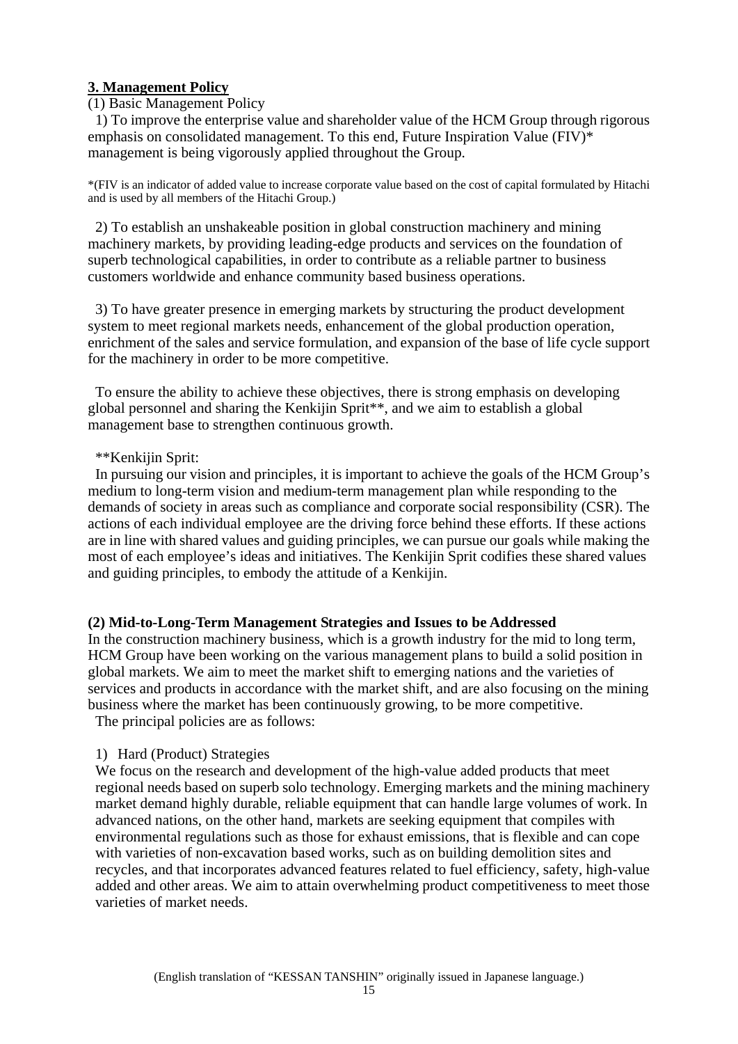## 3. Management Policy

(1) Basic Management Policy

1) To improve the enterprise value and shareholder value of the HCM Group through rigorous emphasis on consolidated management. To this end, Future Inspiration Value (FIV)* management is being vigorously applied throughout the Group.

*(FIV is an indicator of added value to increase corporate value based on the cost of capital formulated by Hitachi and is used by all members of the Hitachi Group.)

2) To establish an unshakeable position in global construction machinery and mining machinery markets, by providing leading-edge products and services on the foundation of superb technological capabilities, in order to contribute as a reliable partner to business customers worldwide and enhance community based business operations.

3) To have greater presence in emerging markets by structuring the product development system to meet regional markets needs, enhancement of the global production operation, enrichment of the sales and service formulation, and expansion of the base of life cycle support for the machinery in order to be more competitive.

To ensure the ability to achieve these objectives, there is strong emphasis on developing global personnel and sharing the Kenkijin Sprit**, and we aim to establish a global management base to strengthen continuous growth.

**Kenkijin Sprit:

In pursuing our vision and principles, it is important to achieve the goals of the HCM Group's medium to long-term vision and medium-term management plan while responding to the demands of society in areas such as compliance and corporate social responsibility (CSR). The actions of each individual employee are the driving force behind these efforts. If these actions are in line with shared values and guiding principles, we can pursue our goals while making the most of each employee's ideas and initiatives. The Kenkijin Sprit codifies these shared values and guiding principles, to embody the attitude of a Kenkijin.

### (2) Mid-to-Long-Term Management Strategies and Issues to be Addressed

In the construction machinery business, which is a growth industry for the mid to long term, HCM Group have been working on the various management plans to build a solid position in global markets. We aim to meet the market shift to emerging nations and the varieties of services and products in accordance with the market shift, and are also focusing on the mining business where the market has been continuously growing, to be more competitive.

The principal policies are as follows:

1) Hard (Product) Strategies

We focus on the research and development of the high-value added products that meet regional needs based on superb solo technology. Emerging markets and the mining machinery market demand highly durable, reliable equipment that can handle large volumes of work. In advanced nations, on the other hand, markets are seeking equipment that compiles with environmental regulations such as those for exhaust emissions, that is flexible and can cope with varieties of non-excavation based works, such as on building demolition sites and recycles, and that incorporates advanced features related to fuel efficiency, safety, high-value added and other areas. We aim to attain overwhelming product competitiveness to meet those varieties of market needs.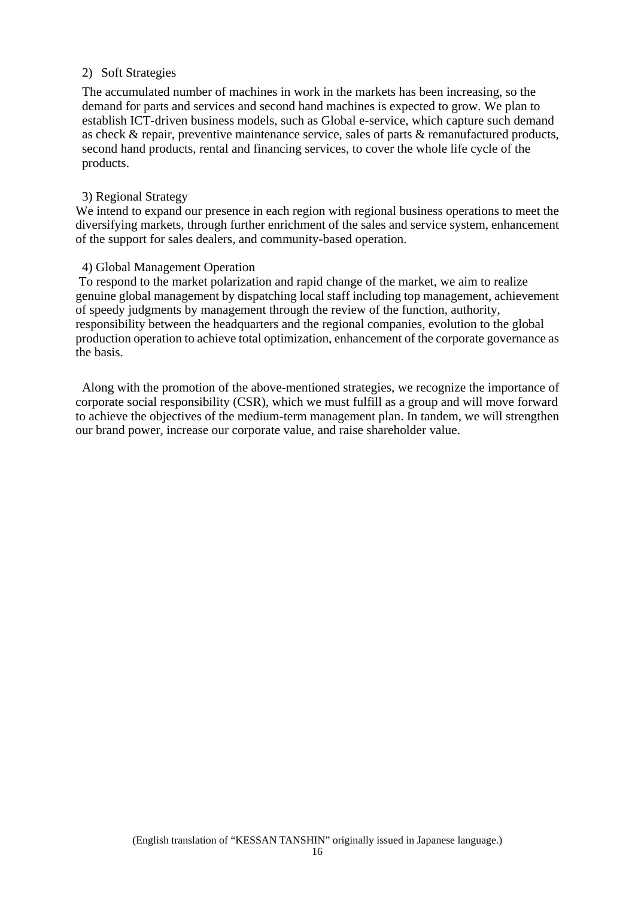2) Soft Strategies

The accumulated number of machines in work in the markets has been increasing, so the demand for parts and services and second hand machines is expected to grow. We plan to establish ICT-driven business models, such as Global e-service, which capture such demand as check & repair, preventive maintenance service, sales of parts & remanufactured products, second hand products, rental and financing services, to cover the whole life cycle of the products.

3) Regional Strategy

We intend to expand our presence in each region with regional business operations to meet the diversifying markets, through further enrichment of the sales and service system, enhancement of the support for sales dealers, and community-based operation.

4) Global Management Operation

To respond to the market polarization and rapid change of the market, we aim to realize genuine global management by dispatching local staff including top management, achievement of speedy judgments by management through the review of the function, authority, responsibility between the headquarters and the regional companies, evolution to the global production operation to achieve total optimization, enhancement of the corporate governance as the basis.

Along with the promotion of the above-mentioned strategies, we recognize the importance of corporate social responsibility (CSR), which we must fulfill as a group and will move forward to achieve the objectives of the medium-term management plan. In tandem, we will strengthen our brand power, increase our corporate value, and raise shareholder value.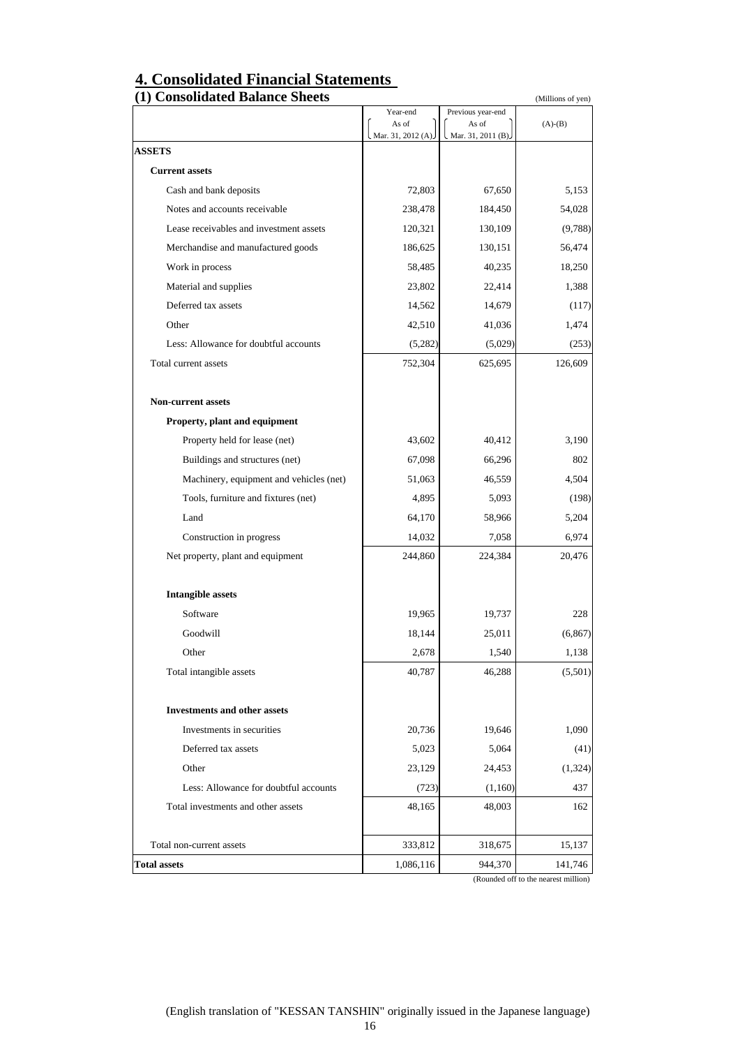# 4. Consolidated Financial Statements

## (1) Consolidated Balance Sheets

(Millions of yen)

| | Year-end As of Mar. 31, 2012 (A) | Previous year-end As of Mar. 31, 2011 (B) | (A)-(B) |
|---|---|---|---|
| **ASSETS** | | | |
| **Current assets** | | | |
| Cash and bank deposits | 72,803 | 67,650 | 5,153 |
| Notes and accounts receivable | 238,478 | 184,450 | 54,028 |
| Lease receivables and investment assets | 120,321 | 130,109 | (9,788) |
| Merchandise and manufactured goods | 186,625 | 130,151 | 56,474 |
| Work in process | 58,485 | 40,235 | 18,250 |
| Material and supplies | 23,802 | 22,414 | 1,388 |
| Deferred tax assets | 14,562 | 14,679 | (117) |
| Other | 42,510 | 41,036 | 1,474 |
| Less: Allowance for doubtful accounts | (5,282) | (5,029) | (253) |
| Total current assets | 752,304 | 625,695 | 126,609 |
| **Non-current assets** | | | |
| **Property, plant and equipment** | | | |
| Property held for lease (net) | 43,602 | 40,412 | 3,190 |
| Buildings and structures (net) | 67,098 | 66,296 | 802 |
| Machinery, equipment and vehicles (net) | 51,063 | 46,559 | 4,504 |
| Tools, furniture and fixtures (net) | 4,895 | 5,093 | (198) |
| Land | 64,170 | 58,966 | 5,204 |
| Construction in progress | 14,032 | 7,058 | 6,974 |
| Net property, plant and equipment | 244,860 | 224,384 | 20,476 |
| **Intangible assets** | | | |
| Software | 19,965 | 19,737 | 228 |
| Goodwill | 18,144 | 25,011 | (6,867) |
| Other | 2,678 | 1,540 | 1,138 |
| Total intangible assets | 40,787 | 46,288 | (5,501) |
| **Investments and other assets** | | | |
| Investments in securities | 20,736 | 19,646 | 1,090 |
| Deferred tax assets | 5,023 | 5,064 | (41) |
| Other | 23,129 | 24,453 | (1,324) |
| Less: Allowance for doubtful accounts | (723) | (1,160) | 437 |
| Total investments and other assets | 48,165 | 48,003 | 162 |
| Total non-current assets | 333,812 | 318,675 | 15,137 |
| **Total assets** | 1,086,116 | 944,370 | 141,746 |

(Rounded off to the nearest million)

(English translation of "KESSAN TANSHIN" originally issued in the Japanese language)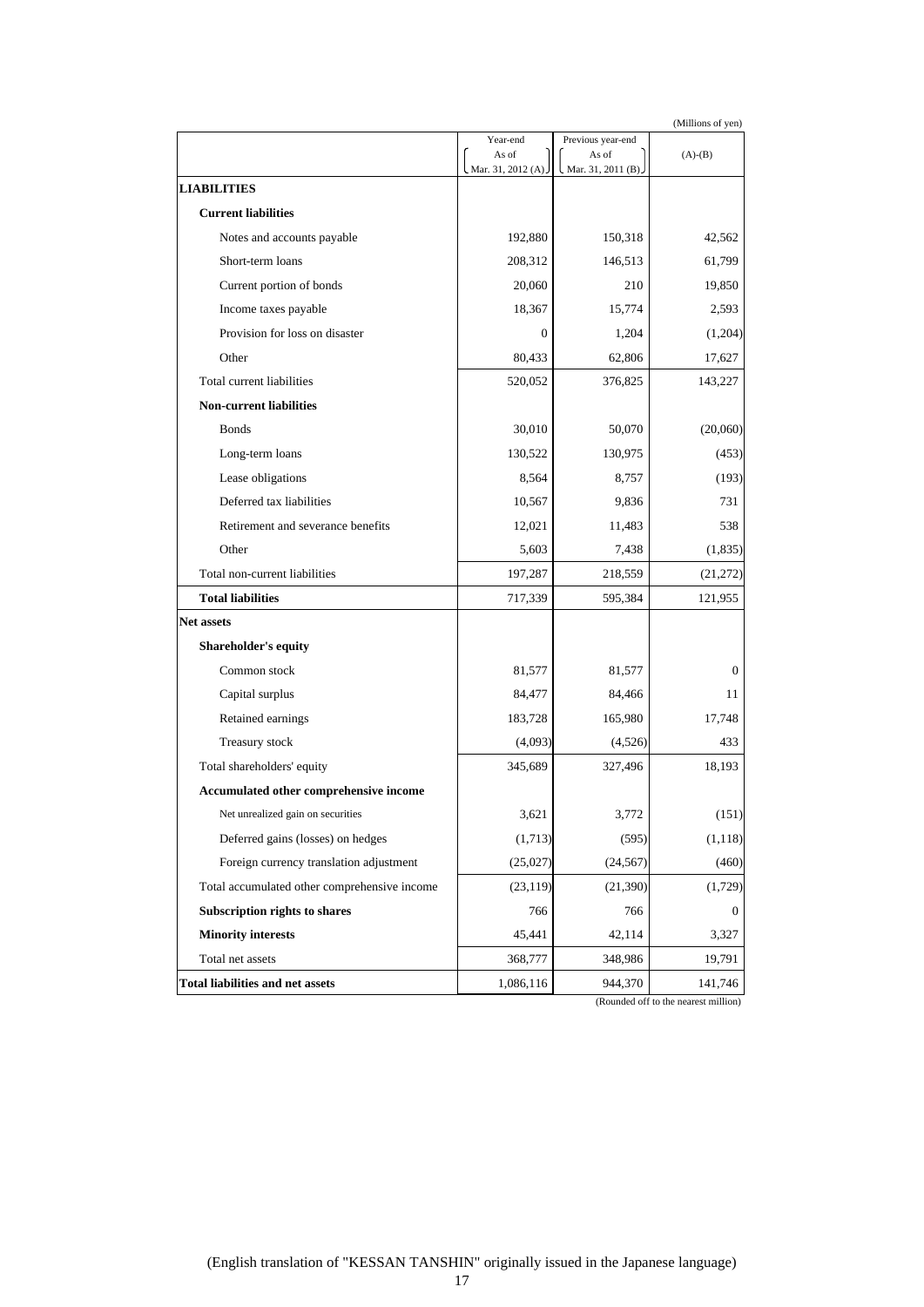(Millions of yen)

| | Year-end As of Mar. 31, 2012 (A) | Previous year-end As of Mar. 31, 2011 (B) | (A)-(B) |
|---|---|---|---|
| **LIABILITIES** | | | |
| **Current liabilities** | | | |
| Notes and accounts payable | 192,880 | 150,318 | 42,562 |
| Short-term loans | 208,312 | 146,513 | 61,799 |
| Current portion of bonds | 20,060 | 210 | 19,850 |
| Income taxes payable | 18,367 | 15,774 | 2,593 |
| Provision for loss on disaster | 0 | 1,204 | (1,204) |
| Other | 80,433 | 62,806 | 17,627 |
| Total current liabilities | 520,052 | 376,825 | 143,227 |
| **Non-current liabilities** | | | |
| Bonds | 30,010 | 50,070 | (20,060) |
| Long-term loans | 130,522 | 130,975 | (453) |
| Lease obligations | 8,564 | 8,757 | (193) |
| Deferred tax liabilities | 10,567 | 9,836 | 731 |
| Retirement and severance benefits | 12,021 | 11,483 | 538 |
| Other | 5,603 | 7,438 | (1,835) |
| Total non-current liabilities | 197,287 | 218,559 | (21,272) |
| **Total liabilities** | 717,339 | 595,384 | 121,955 |
| **Net assets** | | | |
| **Shareholder's equity** | | | |
| Common stock | 81,577 | 81,577 | 0 |
| Capital surplus | 84,477 | 84,466 | 11 |
| Retained earnings | 183,728 | 165,980 | 17,748 |
| Treasury stock | (4,093) | (4,526) | 433 |
| Total shareholders' equity | 345,689 | 327,496 | 18,193 |
| **Accumulated other comprehensive income** | | | |
| Net unrealized gain on securities | 3,621 | 3,772 | (151) |
| Deferred gains (losses) on hedges | (1,713) | (595) | (1,118) |
| Foreign currency translation adjustment | (25,027) | (24,567) | (460) |
| Total accumulated other comprehensive income | (23,119) | (21,390) | (1,729) |
| **Subscription rights to shares** | 766 | 766 | 0 |
| **Minority interests** | 45,441 | 42,114 | 3,327 |
| Total net assets | 368,777 | 348,986 | 19,791 |
| **Total liabilities and net assets** | 1,086,116 | 944,370 | 141,746 |

(Rounded off to the nearest million)

(English translation of "KESSAN TANSHIN" originally issued in the Japanese language)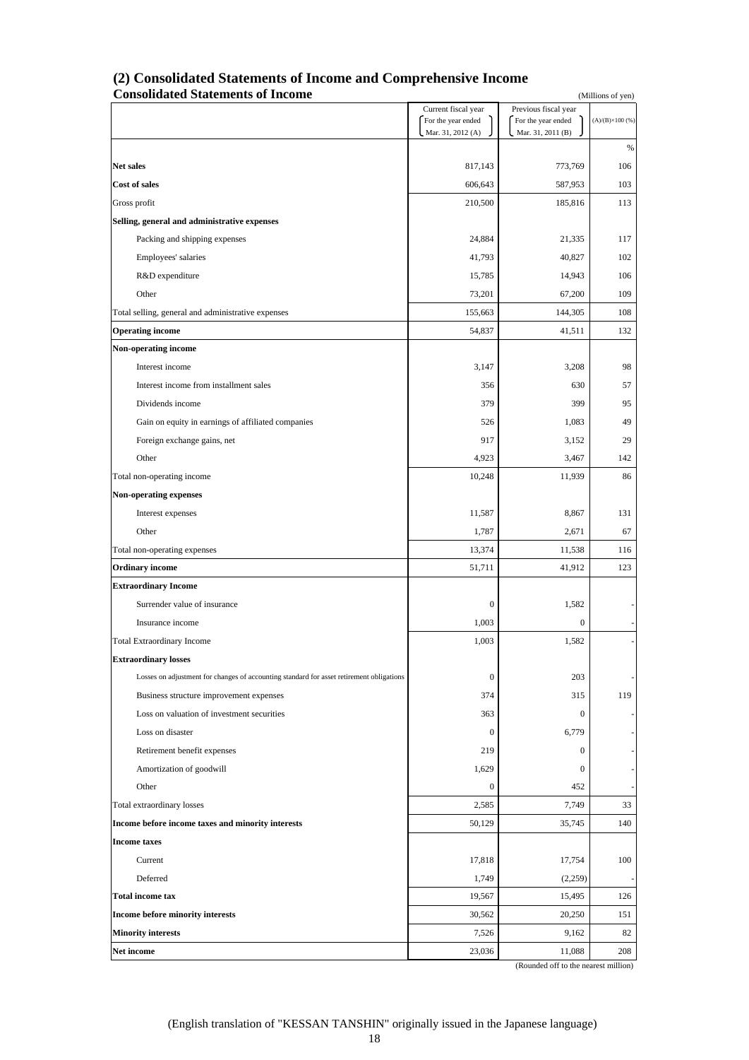## (2) Consolidated Statements of Income and Comprehensive Income

### Consolidated Statements of Income

(Millions of yen)

| | Current fiscal year (For the year ended Mar. 31, 2012 (A)) | Previous fiscal year (For the year ended Mar. 31, 2011 (B)) | (A)/(B)×100 (%) |
|---|---|---|---|
| | | | % |
| **Net sales** | 817,143 | 773,769 | 106 |
| **Cost of sales** | 606,643 | 587,953 | 103 |
| Gross profit | 210,500 | 185,816 | 113 |
| **Selling, general and administrative expenses** | | | |
| Packing and shipping expenses | 24,884 | 21,335 | 117 |
| Employees' salaries | 41,793 | 40,827 | 102 |
| R&D expenditure | 15,785 | 14,943 | 106 |
| Other | 73,201 | 67,200 | 109 |
| Total selling, general and administrative expenses | 155,663 | 144,305 | 108 |
| **Operating income** | 54,837 | 41,511 | 132 |
| **Non-operating income** | | | |
| Interest income | 3,147 | 3,208 | 98 |
| Interest income from installment sales | 356 | 630 | 57 |
| Dividends income | 379 | 399 | 95 |
| Gain on equity in earnings of affiliated companies | 526 | 1,083 | 49 |
| Foreign exchange gains, net | 917 | 3,152 | 29 |
| Other | 4,923 | 3,467 | 142 |
| Total non-operating income | 10,248 | 11,939 | 86 |
| **Non-operating expenses** | | | |
| Interest expenses | 11,587 | 8,867 | 131 |
| Other | 1,787 | 2,671 | 67 |
| Total non-operating expenses | 13,374 | 11,538 | 116 |
| **Ordinary income** | 51,711 | 41,912 | 123 |
| **Extraordinary Income** | | | |
| Surrender value of insurance | 0 | 1,582 | - |
| Insurance income | 1,003 | 0 | - |
| Total Extraordinary Income | 1,003 | 1,582 | - |
| **Extraordinary losses** | | | |
| Losses on adjustment for changes of accounting standard for asset retirement obligations | 0 | 203 | - |
| Business structure improvement expenses | 374 | 315 | 119 |
| Loss on valuation of investment securities | 363 | 0 | - |
| Loss on disaster | 0 | 6,779 | - |
| Retirement benefit expenses | 219 | 0 | - |
| Amortization of goodwill | 1,629 | 0 | - |
| Other | 0 | 452 | - |
| Total extraordinary losses | 2,585 | 7,749 | 33 |
| **Income before income taxes and minority interests** | 50,129 | 35,745 | 140 |
| **Income taxes** | | | |
| Current | 17,818 | 17,754 | 100 |
| Deferred | 1,749 | (2,259) | - |
| **Total income tax** | 19,567 | 15,495 | 126 |
| **Income before minority interests** | 30,562 | 20,250 | 151 |
| **Minority interests** | 7,526 | 9,162 | 82 |
| **Net income** | 23,036 | 11,088 | 208 |

(Rounded off to the nearest million)

(English translation of "KESSAN TANSHIN" originally issued in the Japanese language)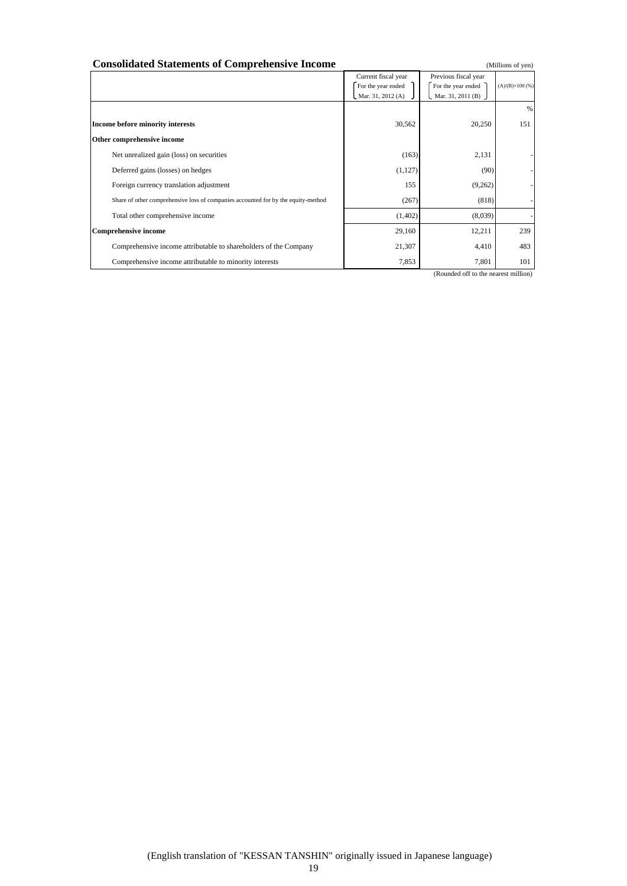## Consolidated Statements of Comprehensive Income

(Millions of yen)

| | Current fiscal year For the year ended Mar. 31, 2012 (A) | Previous fiscal year For the year ended Mar. 31, 2011 (B) | (A)/(B)×100 (%) |
|---|---|---|---|
| | | | % |
| **Income before minority interests** | 30,562 | 20,250 | 151 |
| **Other comprehensive income** | | | |
| Net unrealized gain (loss) on securities | (163) | 2,131 | - |
| Deferred gains (losses) on hedges | (1,127) | (90) | - |
| Foreign currency translation adjustment | 155 | (9,262) | - |
| Share of other comprehensive loss of companies accounted for by the equity-method | (267) | (818) | - |
| Total other comprehensive income | (1,402) | (8,039) | - |
| **Comprehensive income** | 29,160 | 12,211 | 239 |
| Comprehensive income attributable to shareholders of the Company | 21,307 | 4,410 | 483 |
| Comprehensive income attributable to minority interests | 7,853 | 7,801 | 101 |

(Rounded off to the nearest million)

(English translation of "KESSAN TANSHIN" originally issued in Japanese language)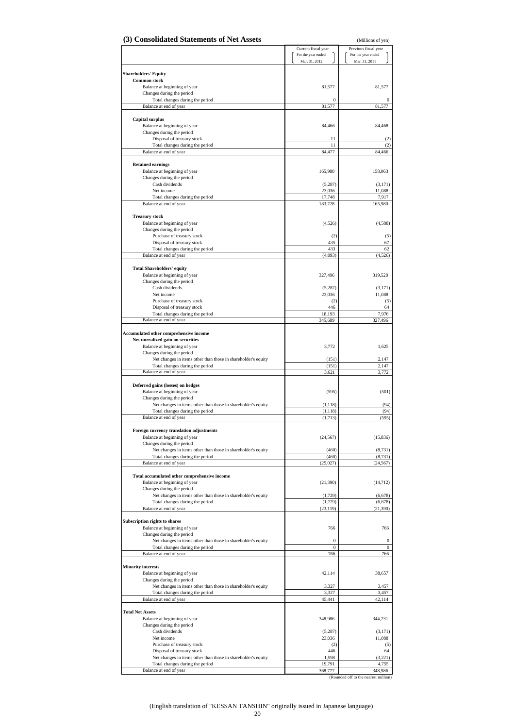### (3) Consolidated Statements of Net Assets

(Millions of yen)

| | Current fiscal year For the year ended Mar. 31, 2012 | Previous fiscal year For the year ended Mar. 31, 2011 |
|---|---|---|
| **Shareholders' Equity** | | |
| **Common stock** | | |
| Balance at beginning of year | 81,577 | 81,577 |
| Changes during the period | | |
| Total changes during the period | 0 | 0 |
| Balance at end of year | 81,577 | 81,577 |
| **Capital surplus** | | |
| Balance at beginning of year | 84,466 | 84,468 |
| Changes during the period | | |
| Disposal of treasury stock | 11 | (2) |
| Total changes during the period | 11 | (2) |
| Balance at end of year | 84,477 | 84,466 |
| **Retained earnings** | | |
| Balance at beginning of year | 165,980 | 158,063 |
| Changes during the period | | |
| Cash dividends | (5,287) | (3,171) |
| Net income | 23,036 | 11,088 |
| Total changes during the period | 17,748 | 7,917 |
| Balance at end of year | 183,728 | 165,980 |
| **Treasury stock** | | |
| Balance at beginning of year | (4,526) | (4,588) |
| Changes during the period | | |
| Purchase of treasury stock | (2) | (5) |
| Disposal of treasury stock | 435 | 67 |
| Total changes during the period | 433 | 62 |
| Balance at end of year | (4,093) | (4,526) |
| **Total Shareholders' equity** | | |
| Balance at beginning of year | 327,496 | 319,520 |
| Changes during the period | | |
| Cash dividends | (5,287) | (3,171) |
| Net income | 23,036 | 11,088 |
| Purchase of treasury stock | (2) | (5) |
| Disposal of treasury stock | 446 | 64 |
| Total changes during the period | 18,193 | 7,976 |
| Balance at end of year | 345,689 | 327,496 |
| **Accumulated other comprehensive income** | | |
| **Net unrealized gain on securities** | | |
| Balance at beginning of year | 3,772 | 1,625 |
| Changes during the period | | |
| Net changes in items other than those in shareholder's equity | (151) | 2,147 |
| Total changes during the period | (151) | 2,147 |
| Balance at end of year | 3,621 | 3,772 |
| **Deferred gains (losses) on hedges** | | |
| Balance at beginning of year | (595) | (501) |
| Changes during the period | | |
| Net changes in items other than those in shareholder's equity | (1,118) | (94) |
| Total changes during the period | (1,118) | (94) |
| Balance at end of year | (1,713) | (595) |
| **Foreign currency translation adjustments** | | |
| Balance at beginning of year | (24,567) | (15,836) |
| Changes during the period | | |
| Net changes in items other than those in shareholder's equity | (460) | (8,731) |
| Total changes during the period | (460) | (8,731) |
| Balance at end of year | (25,027) | (24,567) |
| **Total accumulated other comprehensive income** | | |
| Balance at beginning of year | (21,390) | (14,712) |
| Changes during the period | | |
| Net changes in items other than those in shareholder's equity | (1,729) | (6,678) |
| Total changes during the period | (1,729) | (6,678) |
| Balance at end of year | (23,119) | (21,390) |
| **Subscription rights to shares** | | |
| Balance at beginning of year | 766 | 766 |
| Changes during the period | | |
| Net changes in items other than those in shareholder's equity | 0 | 0 |
| Total changes during the period | 0 | 0 |
| Balance at end of year | 766 | 766 |
| **Minority interests** | | |
| Balance at beginning of year | 42,114 | 38,657 |
| Changes during the period | | |
| Net changes in items other than those in shareholder's equity | 3,327 | 3,457 |
| Total changes during the period | 3,327 | 3,457 |
| Balance at end of year | 45,441 | 42,114 |
| **Total Net Assets** | | |
| Balance at beginning of year | 348,986 | 344,231 |
| Changes during the period | | |
| Cash dividends | (5,287) | (3,171) |
| Net income | 23,036 | 11,088 |
| Purchase of treasury stock | (2) | (5) |
| Disposal of treasury stock | 446 | 64 |
| Net changes in items other than those in shareholder's equity | 1,598 | (3,221) |
| Total changes during the period | 19,791 | 4,755 |
| Balance at end of year | 368,777 | 348,986 |

(Rounded off to the nearest million)

(English translation of "KESSAN TANSHIN" originally issued in Japanese language)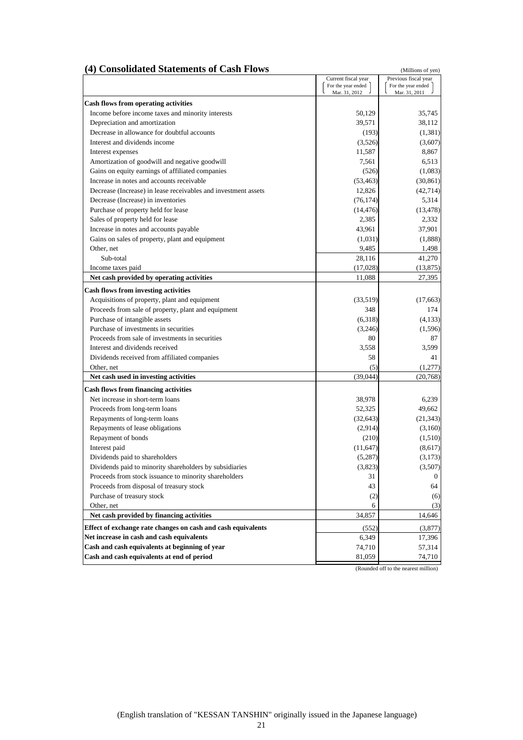## (4) Consolidated Statements of Cash Flows

(Millions of yen)

| | Current fiscal year (For the year ended Mar. 31, 2012) | Previous fiscal year (For the year ended Mar. 31, 2011) |
|---|---|---|
| **Cash flows from operating activities** | | |
| Income before income taxes and minority interests | 50,129 | 35,745 |
| Depreciation and amortization | 39,571 | 38,112 |
| Decrease in allowance for doubtful accounts | (193) | (1,381) |
| Interest and dividends income | (3,526) | (3,607) |
| Interest expenses | 11,587 | 8,867 |
| Amortization of goodwill and negative goodwill | 7,561 | 6,513 |
| Gains on equity earnings of affiliated companies | (526) | (1,083) |
| Increase in notes and accounts receivable | (53,463) | (30,861) |
| Decrease (Increase) in lease receivables and investment assets | 12,826 | (42,714) |
| Decrease (Increase) in inventories | (76,174) | 5,314 |
| Purchase of property held for lease | (14,476) | (13,478) |
| Sales of property held for lease | 2,385 | 2,332 |
| Increase in notes and accounts payable | 43,961 | 37,901 |
| Gains on sales of property, plant and equipment | (1,031) | (1,888) |
| Other, net | 9,485 | 1,498 |
| Sub-total | 28,116 | 41,270 |
| Income taxes paid | (17,028) | (13,875) |
| **Net cash provided by operating activities** | 11,088 | 27,395 |
| **Cash flows from investing activities** | | |
| Acquisitions of property, plant and equipment | (33,519) | (17,663) |
| Proceeds from sale of property, plant and equipment | 348 | 174 |
| Purchase of intangible assets | (6,318) | (4,133) |
| Purchase of investments in securities | (3,246) | (1,596) |
| Proceeds from sale of investments in securities | 80 | 87 |
| Interest and dividends received | 3,558 | 3,599 |
| Dividends received from affiliated companies | 58 | 41 |
| Other, net | (5) | (1,277) |
| **Net cash used in investing activities** | (39,044) | (20,768) |
| **Cash flows from financing activities** | | |
| Net increase in short-term loans | 38,978 | 6,239 |
| Proceeds from long-term loans | 52,325 | 49,662 |
| Repayments of long-term loans | (32,643) | (21,343) |
| Repayments of lease obligations | (2,914) | (3,160) |
| Repayment of bonds | (210) | (1,510) |
| Interest paid | (11,647) | (8,617) |
| Dividends paid to shareholders | (5,287) | (3,173) |
| Dividends paid to minority shareholders by subsidiaries | (3,823) | (3,507) |
| Proceeds from stock issuance to minority shareholders | 31 | 0 |
| Proceeds from disposal of treasury stock | 43 | 64 |
| Purchase of treasury stock | (2) | (6) |
| Other, net | 6 | (3) |
| **Net cash provided by financing activities** | 34,857 | 14,646 |
| **Effect of exchange rate changes on cash and cash equivalents** | (552) | (3,877) |
| **Net increase in cash and cash equivalents** | 6,349 | 17,396 |
| **Cash and cash equivalents at beginning of year** | 74,710 | 57,314 |
| **Cash and cash equivalents at end of period** | 81,059 | 74,710 |

(Rounded off to the nearest million)

(English translation of "KESSAN TANSHIN" originally issued in the Japanese language)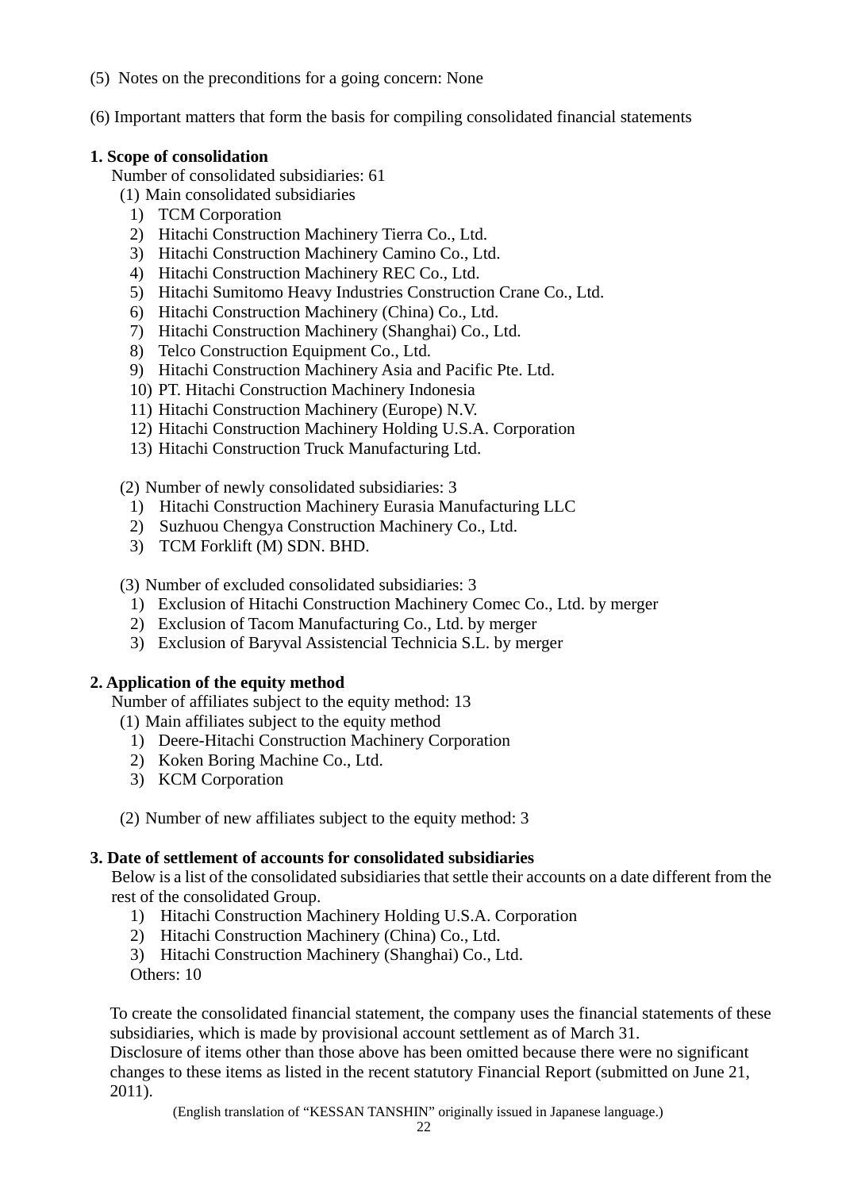(5) Notes on the preconditions for a going concern: None

(6) Important matters that form the basis for compiling consolidated financial statements

**1. Scope of consolidation**

Number of consolidated subsidiaries: 61

(1) Main consolidated subsidiaries

1) TCM Corporation
2) Hitachi Construction Machinery Tierra Co., Ltd.
3) Hitachi Construction Machinery Camino Co., Ltd.
4) Hitachi Construction Machinery REC Co., Ltd.
5) Hitachi Sumitomo Heavy Industries Construction Crane Co., Ltd.
6) Hitachi Construction Machinery (China) Co., Ltd.
7) Hitachi Construction Machinery (Shanghai) Co., Ltd.
8) Telco Construction Equipment Co., Ltd.
9) Hitachi Construction Machinery Asia and Pacific Pte. Ltd.
10) PT. Hitachi Construction Machinery Indonesia
11) Hitachi Construction Machinery (Europe) N.V.
12) Hitachi Construction Machinery Holding U.S.A. Corporation
13) Hitachi Construction Truck Manufacturing Ltd.

(2) Number of newly consolidated subsidiaries: 3

1) Hitachi Construction Machinery Eurasia Manufacturing LLC
2) Suzhuou Chengya Construction Machinery Co., Ltd.
3) TCM Forklift (M) SDN. BHD.

(3) Number of excluded consolidated subsidiaries: 3

1) Exclusion of Hitachi Construction Machinery Comec Co., Ltd. by merger
2) Exclusion of Tacom Manufacturing Co., Ltd. by merger
3) Exclusion of Baryval Assistencial Technicia S.L. by merger

**2. Application of the equity method**

Number of affiliates subject to the equity method: 13

(1) Main affiliates subject to the equity method

1) Deere-Hitachi Construction Machinery Corporation
2) Koken Boring Machine Co., Ltd.
3) KCM Corporation

(2) Number of new affiliates subject to the equity method: 3

**3. Date of settlement of accounts for consolidated subsidiaries**

Below is a list of the consolidated subsidiaries that settle their accounts on a date different from the rest of the consolidated Group.

1) Hitachi Construction Machinery Holding U.S.A. Corporation
2) Hitachi Construction Machinery (China) Co., Ltd.
3) Hitachi Construction Machinery (Shanghai) Co., Ltd.

Others: 10

To create the consolidated financial statement, the company uses the financial statements of these subsidiaries, which is made by provisional account settlement as of March 31.
Disclosure of items other than those above has been omitted because there were no significant changes to these items as listed in the recent statutory Financial Report (submitted on June 21, 2011).

(English translation of "KESSAN TANSHIN" originally issued in Japanese language.)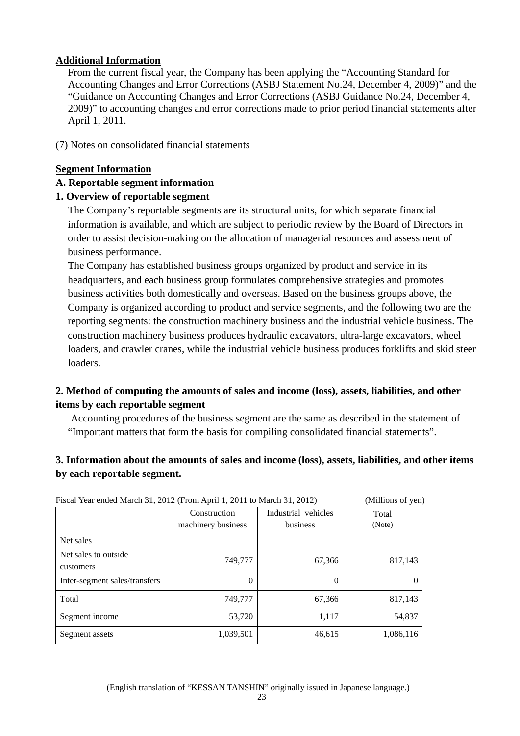**Additional Information**

From the current fiscal year, the Company has been applying the "Accounting Standard for Accounting Changes and Error Corrections (ASBJ Statement No.24, December 4, 2009)" and the "Guidance on Accounting Changes and Error Corrections (ASBJ Guidance No.24, December 4, 2009)" to accounting changes and error corrections made to prior period financial statements after April 1, 2011.

(7) Notes on consolidated financial statements

**Segment Information**

**A. Reportable segment information**

**1. Overview of reportable segment**

The Company's reportable segments are its structural units, for which separate financial information is available, and which are subject to periodic review by the Board of Directors in order to assist decision-making on the allocation of managerial resources and assessment of business performance.

The Company has established business groups organized by product and service in its headquarters, and each business group formulates comprehensive strategies and promotes business activities both domestically and overseas. Based on the business groups above, the Company is organized according to product and service segments, and the following two are the reporting segments: the construction machinery business and the industrial vehicle business. The construction machinery business produces hydraulic excavators, ultra-large excavators, wheel loaders, and crawler cranes, while the industrial vehicle business produces forklifts and skid steer loaders.

**2. Method of computing the amounts of sales and income (loss), assets, liabilities, and other items by each reportable segment**

Accounting procedures of the business segment are the same as described in the statement of "Important matters that form the basis for compiling consolidated financial statements".

**3. Information about the amounts of sales and income (loss), assets, liabilities, and other items by each reportable segment.**

Fiscal Year ended March 31, 2012 (From April 1, 2011 to March 31, 2012) (Millions of yen)

| | Construction machinery business | Industrial vehicles business | Total (Note) |
|---|---|---|---|
| Net sales | | | |
| Net sales to outside customers | 749,777 | 67,366 | 817,143 |
| Inter-segment sales/transfers | 0 | 0 | 0 |
| Total | 749,777 | 67,366 | 817,143 |
| Segment income | 53,720 | 1,117 | 54,837 |
| Segment assets | 1,039,501 | 46,615 | 1,086,116 |

(English translation of "KESSAN TANSHIN" originally issued in Japanese language.)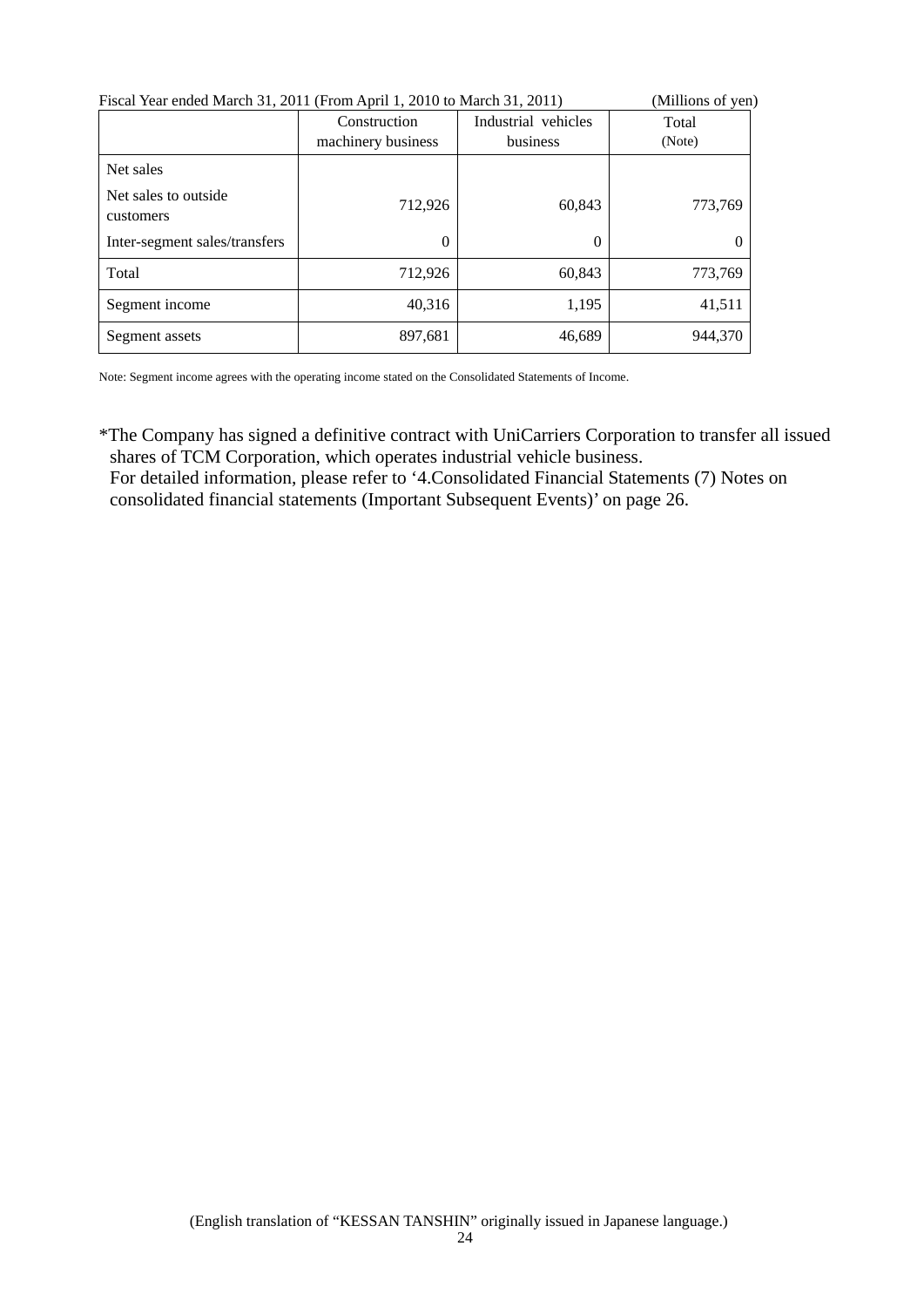Fiscal Year ended March 31, 2011 (From April 1, 2010 to March 31, 2011) (Millions of yen)

| | Construction machinery business | Industrial vehicles business | Total (Note) |
|---|---|---|---|
| Net sales | | | |
| Net sales to outside customers | 712,926 | 60,843 | 773,769 |
| Inter-segment sales/transfers | 0 | 0 | 0 |
| Total | 712,926 | 60,843 | 773,769 |
| Segment income | 40,316 | 1,195 | 41,511 |
| Segment assets | 897,681 | 46,689 | 944,370 |

Note: Segment income agrees with the operating income stated on the Consolidated Statements of Income.

*The Company has signed a definitive contract with UniCarriers Corporation to transfer all issued shares of TCM Corporation, which operates industrial vehicle business.
For detailed information, please refer to '4.Consolidated Financial Statements (7) Notes on consolidated financial statements (Important Subsequent Events)' on page 26.

(English translation of "KESSAN TANSHIN" originally issued in Japanese language.)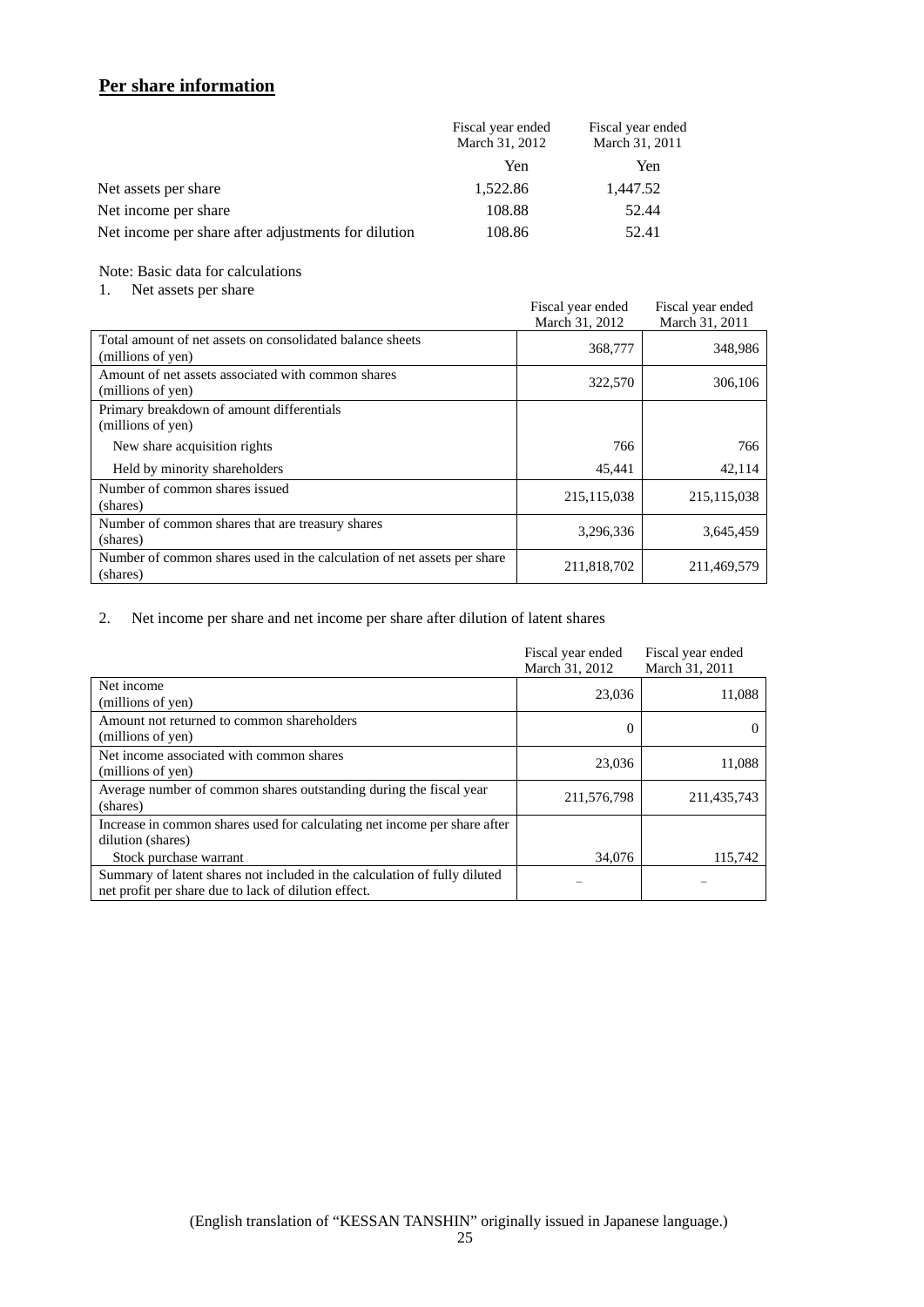## Per share information

| | Fiscal year ended March 31, 2012 | Fiscal year ended March 31, 2011 |
|---|---|---|
| | Yen | Yen |
| Net assets per share | 1,522.86 | 1,447.52 |
| Net income per share | 108.88 | 52.44 |
| Net income per share after adjustments for dilution | 108.86 | 52.41 |

Note: Basic data for calculations

1. Net assets per share

| | Fiscal year ended March 31, 2012 | Fiscal year ended March 31, 2011 |
|---|---|---|
| Total amount of net assets on consolidated balance sheets (millions of yen) | 368,777 | 348,986 |
| Amount of net assets associated with common shares (millions of yen) | 322,570 | 306,106 |
| Primary breakdown of amount differentials (millions of yen) | | |
| New share acquisition rights | 766 | 766 |
| Held by minority shareholders | 45,441 | 42,114 |
| Number of common shares issued (shares) | 215,115,038 | 215,115,038 |
| Number of common shares that are treasury shares (shares) | 3,296,336 | 3,645,459 |
| Number of common shares used in the calculation of net assets per share (shares) | 211,818,702 | 211,469,579 |

2. Net income per share and net income per share after dilution of latent shares

| | Fiscal year ended March 31, 2012 | Fiscal year ended March 31, 2011 |
|---|---|---|
| Net income (millions of yen) | 23,036 | 11,088 |
| Amount not returned to common shareholders (millions of yen) | 0 | 0 |
| Net income associated with common shares (millions of yen) | 23,036 | 11,088 |
| Average number of common shares outstanding during the fiscal year (shares) | 211,576,798 | 211,435,743 |
| Increase in common shares used for calculating net income per share after dilution (shares) | | |
| Stock purchase warrant | 34,076 | 115,742 |
| Summary of latent shares not included in the calculation of fully diluted net profit per share due to lack of dilution effect. | – | – |

(English translation of "KESSAN TANSHIN" originally issued in Japanese language.)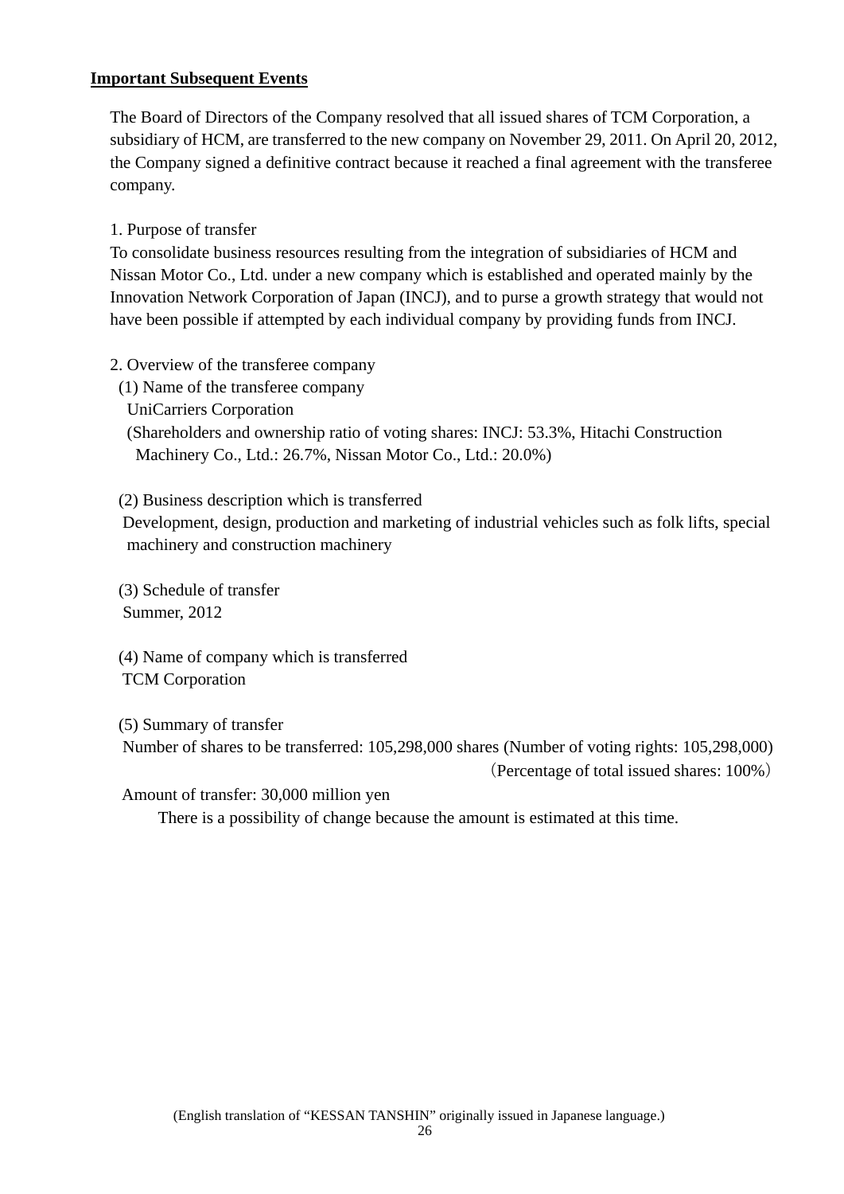**Important Subsequent Events**

The Board of Directors of the Company resolved that all issued shares of TCM Corporation, a subsidiary of HCM, are transferred to the new company on November 29, 2011. On April 20, 2012, the Company signed a definitive contract because it reached a final agreement with the transferee company.

1. Purpose of transfer

To consolidate business resources resulting from the integration of subsidiaries of HCM and Nissan Motor Co., Ltd. under a new company which is established and operated mainly by the Innovation Network Corporation of Japan (INCJ), and to purse a growth strategy that would not have been possible if attempted by each individual company by providing funds from INCJ.

2. Overview of the transferee company

(1) Name of the transferee company

UniCarriers Corporation

(Shareholders and ownership ratio of voting shares: INCJ: 53.3%, Hitachi Construction Machinery Co., Ltd.: 26.7%, Nissan Motor Co., Ltd.: 20.0%)

(2) Business description which is transferred

Development, design, production and marketing of industrial vehicles such as folk lifts, special machinery and construction machinery

(3) Schedule of transfer

Summer, 2012

(4) Name of company which is transferred

TCM Corporation

(5) Summary of transfer

Number of shares to be transferred: 105,298,000 shares (Number of voting rights: 105,298,000)

（Percentage of total issued shares: 100%）

Amount of transfer: 30,000 million yen

There is a possibility of change because the amount is estimated at this time.

(English translation of “KESSAN TANSHIN” originally issued in Japanese language.)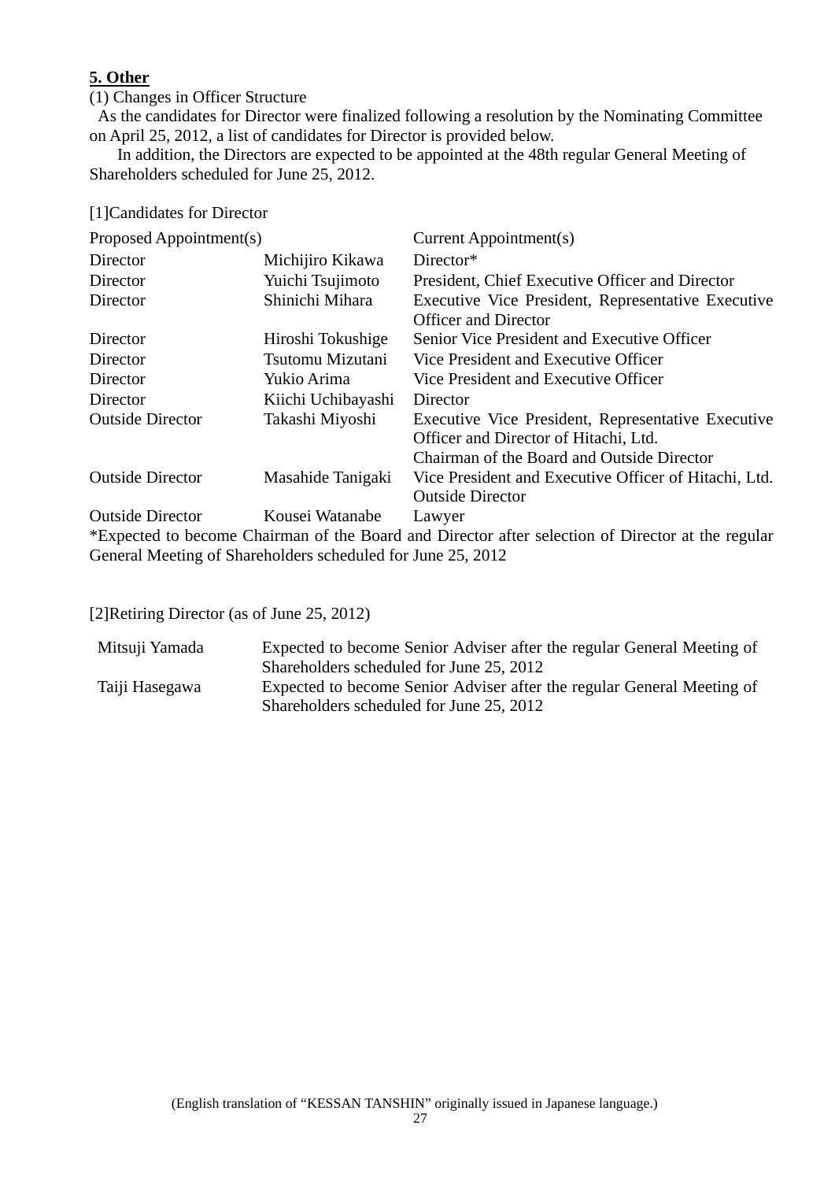## 5. Other

(1) Changes in Officer Structure

As the candidates for Director were finalized following a resolution by the Nominating Committee on April 25, 2012, a list of candidates for Director is provided below.

In addition, the Directors are expected to be appointed at the 48th regular General Meeting of Shareholders scheduled for June 25, 2012.

[1]Candidates for Director

| Proposed Appointment(s) | | Current Appointment(s) |
|---|---|---|
| Director | Michijiro Kikawa | Director* |
| Director | Yuichi Tsujimoto | President, Chief Executive Officer and Director |
| Director | Shinichi Mihara | Executive Vice President, Representative Executive Officer and Director |
| Director | Hiroshi Tokushige | Senior Vice President and Executive Officer |
| Director | Tsutomu Mizutani | Vice President and Executive Officer |
| Director | Yukio Arima | Vice President and Executive Officer |
| Director | Kiichi Uchibayashi | Director |
| Outside Director | Takashi Miyoshi | Executive Vice President, Representative Executive Officer and Director of Hitachi, Ltd. Chairman of the Board and Outside Director |
| Outside Director | Masahide Tanigaki | Vice President and Executive Officer of Hitachi, Ltd. Outside Director |
| Outside Director | Kousei Watanabe | Lawyer |

*Expected to become Chairman of the Board and Director after selection of Director at the regular General Meeting of Shareholders scheduled for June 25, 2012

[2]Retiring Director (as of June 25, 2012)

| | |
|---|---|
| Mitsuji Yamada | Expected to become Senior Adviser after the regular General Meeting of Shareholders scheduled for June 25, 2012 |
| Taiji Hasegawa | Expected to become Senior Adviser after the regular General Meeting of Shareholders scheduled for June 25, 2012 |

(English translation of "KESSAN TANSHIN" originally issued in Japanese language.)